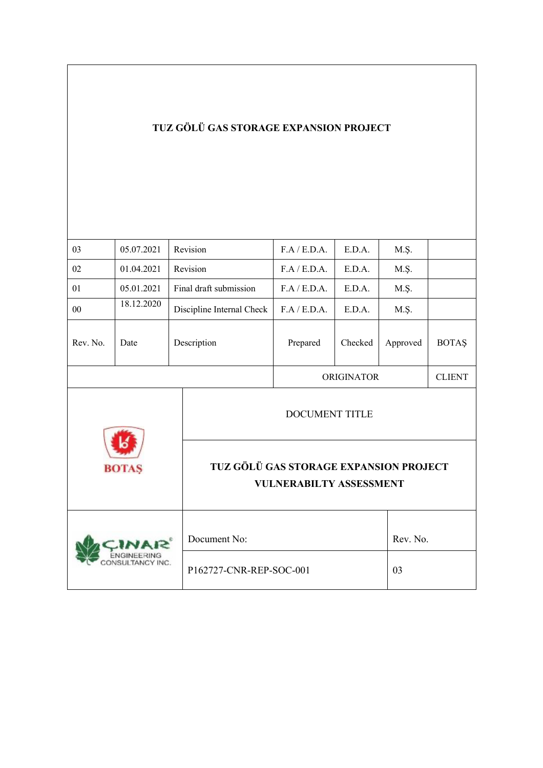# TUZ GÖLÜ GAS STORAGE EXPANSION PROJECT

| Rev. No. | Date | Description | Prepared | Checked | Approved | BOTAŞ |
|---|---|---|---|---|---|---|
| 03 | 05.07.2021 | Revision | F.A / E.D.A. | E.D.A. | M.Ş. | |
| 02 | 01.04.2021 | Revision | F.A / E.D.A. | E.D.A. | M.Ş. | |
| 01 | 05.01.2021 | Final draft submission | F.A / E.D.A. | E.D.A. | M.Ş. | |
| 00 | 18.12.2020 | Discipline Internal Check | F.A / E.D.A. | E.D.A. | M.Ş. | |
| | | | ORIGINATOR | | | CLIENT |

BOTAŞ

DOCUMENT TITLE

**TUZ GÖLÜ GAS STORAGE EXPANSION PROJECT**
**VULNERABILTY ASSESSMENT**

ÇINAR ENGINEERING CONSULTANCY INC.

| Document No: | Rev. No. |
|---|---|
| P162727-CNR-REP-SOC-001 | 03 |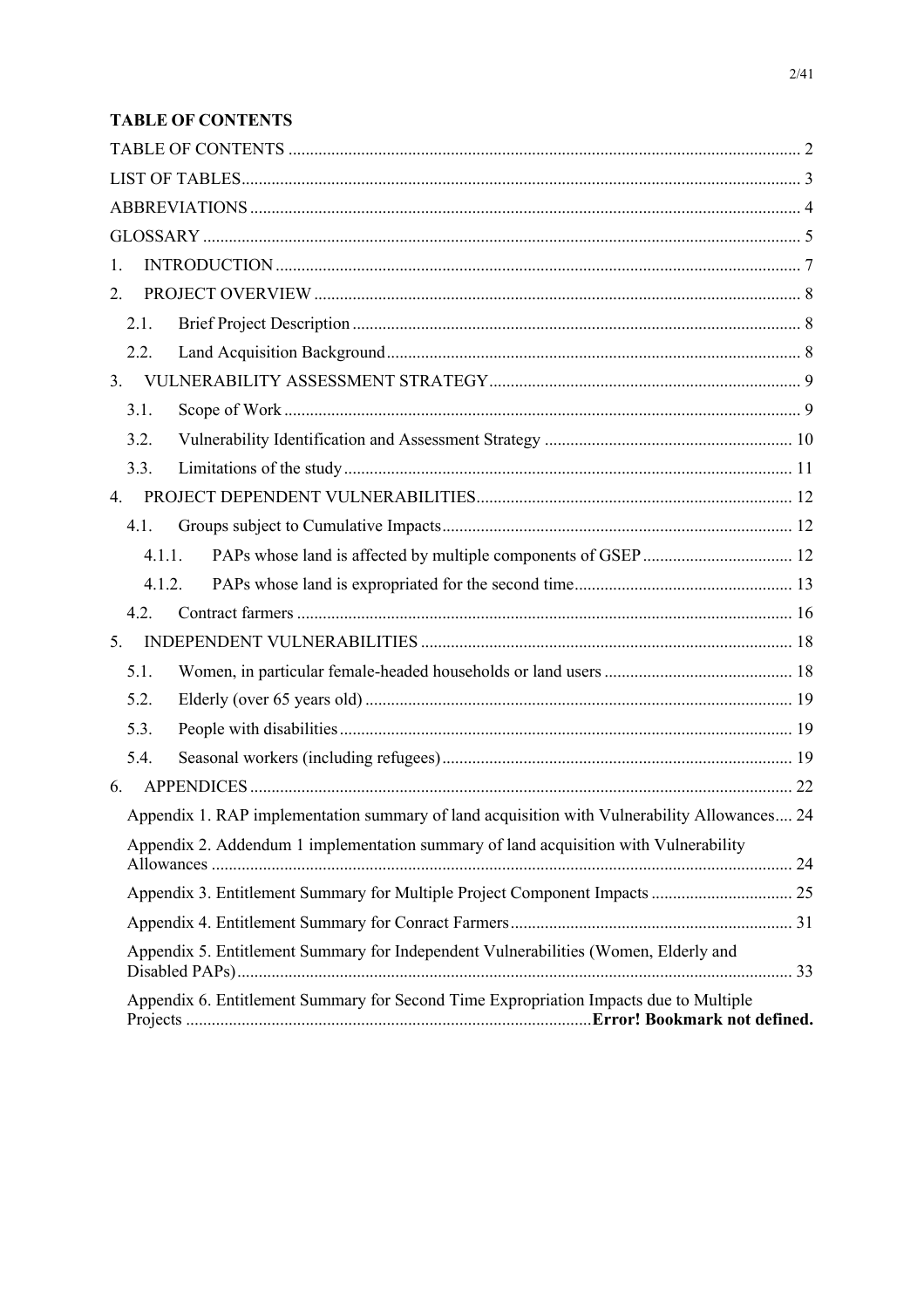**TABLE OF CONTENTS**

TABLE OF CONTENTS ........ 2

LIST OF TABLES ........ 3

ABBREVIATIONS ........ 4

GLOSSARY ........ 5

1. INTRODUCTION ........ 7

2. PROJECT OVERVIEW ........ 8

   2.1. Brief Project Description ........ 8

   2.2. Land Acquisition Background ........ 8

3. VULNERABILITY ASSESSMENT STRATEGY ........ 9

   3.1. Scope of Work ........ 9

   3.2. Vulnerability Identification and Assessment Strategy ........ 10

   3.3. Limitations of the study ........ 11

4. PROJECT DEPENDENT VULNERABILITIES ........ 12

   4.1. Groups subject to Cumulative Impacts ........ 12

      4.1.1. PAPs whose land is affected by multiple components of GSEP ........ 12

      4.1.2. PAPs whose land is expropriated for the second time ........ 13

   4.2. Contract farmers ........ 16

5. INDEPENDENT VULNERABILITIES ........ 18

   5.1. Women, in particular female-headed households or land users ........ 18

   5.2. Elderly (over 65 years old) ........ 19

   5.3. People with disabilities ........ 19

   5.4. Seasonal workers (including refugees) ........ 19

6. APPENDICES ........ 22

   Appendix 1. RAP implementation summary of land acquisition with Vulnerability Allowances ........ 24

   Appendix 2. Addendum 1 implementation summary of land acquisition with Vulnerability Allowances ........ 24

   Appendix 3. Entitlement Summary for Multiple Project Component Impacts ........ 25

   Appendix 4. Entitlement Summary for Conract Farmers ........ 31

   Appendix 5. Entitlement Summary for Independent Vulnerabilities (Women, Elderly and Disabled PAPs) ........ 33

   Appendix 6. Entitlement Summary for Second Time Expropriation Impacts due to Multiple Projects ........ **Error! Bookmark not defined.**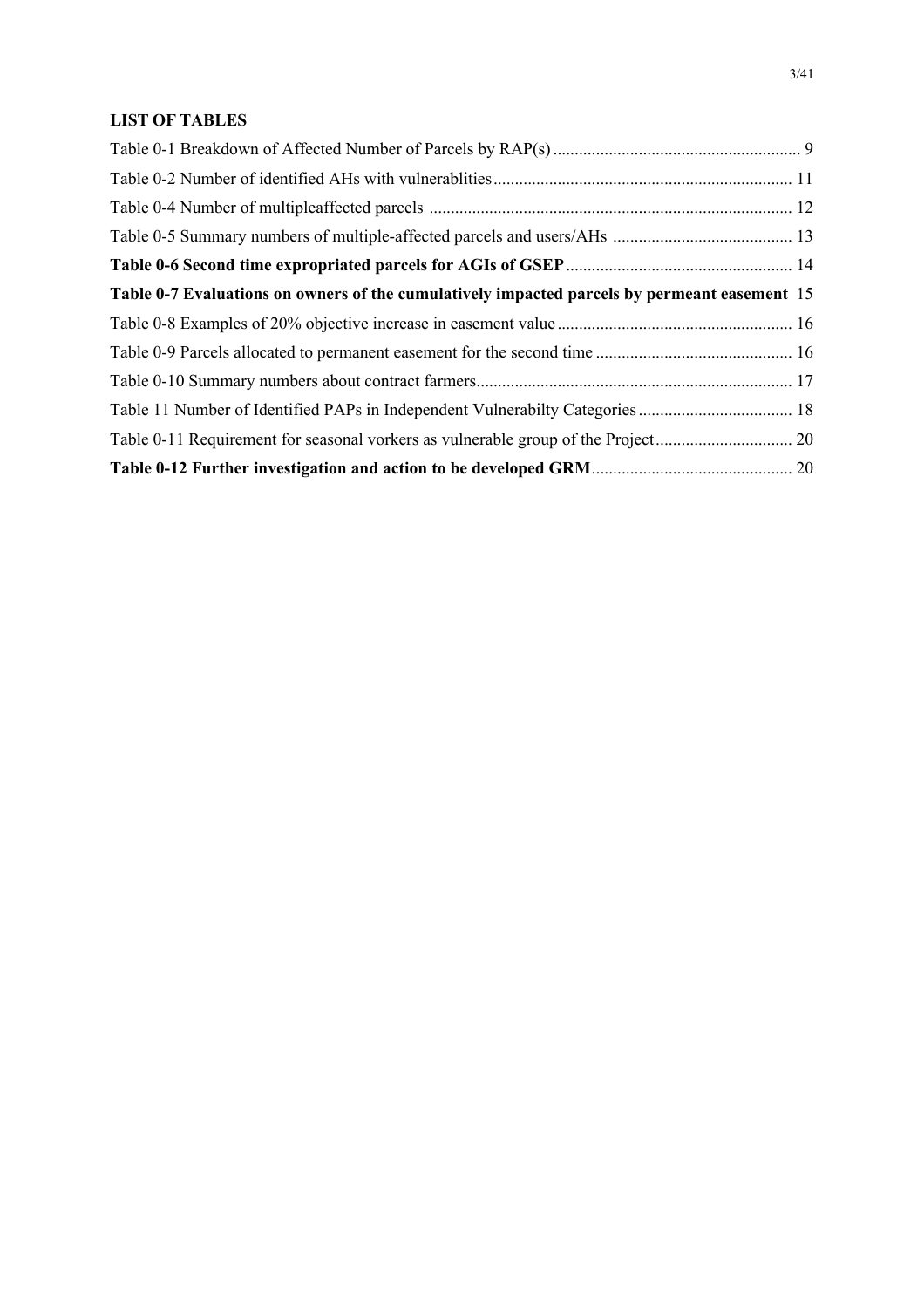**LIST OF TABLES**

Table 0-1 Breakdown of Affected Number of Parcels by RAP(s) ........................................................ 9

Table 0-2 Number of identified AHs with vulnerablities ..................................................................... 11

Table 0-4 Number of multipleaffected parcels .................................................................................... 12

Table 0-5 Summary numbers of multiple-affected parcels and users/AHs .......................................... 13

**Table 0-6 Second time expropriated parcels for AGIs of GSEP** ..................................................... 14

**Table 0-7 Evaluations on owners of the cumulatively impacted parcels by permeant easement** 15

Table 0-8 Examples of 20% objective increase in easement value ....................................................... 16

Table 0-9 Parcels allocated to permanent easement for the second time ............................................. 16

Table 0-10 Summary numbers about contract farmers .......................................................................... 17

Table 11 Number of Identified PAPs in Independent Vulnerabilty Categories .................................... 18

Table 0-11 Requirement for seasonal vorkers as vulnerable group of the Project ................................ 20

**Table 0-12 Further investigation and action to be developed GRM** ............................................... 20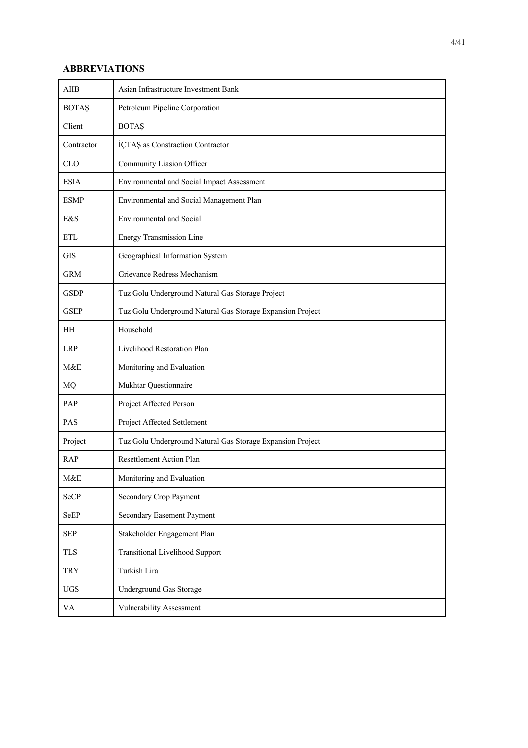## ABBREVIATIONS

| | |
|---|---|
| AIIB | Asian Infrastructure Investment Bank |
| BOTAŞ | Petroleum Pipeline Corporation |
| Client | BOTAŞ |
| Contractor | İÇTAŞ as Constraction Contractor |
| CLO | Community Liasion Officer |
| ESIA | Environmental and Social Impact Assessment |
| ESMP | Environmental and Social Management Plan |
| E&S | Environmental and Social |
| ETL | Energy Transmission Line |
| GIS | Geographical Information System |
| GRM | Grievance Redress Mechanism |
| GSDP | Tuz Golu Underground Natural Gas Storage Project |
| GSEP | Tuz Golu Underground Natural Gas Storage Expansion Project |
| HH | Household |
| LRP | Livelihood Restoration Plan |
| M&E | Monitoring and Evaluation |
| MQ | Mukhtar Questionnaire |
| PAP | Project Affected Person |
| PAS | Project Affected Settlement |
| Project | Tuz Golu Underground Natural Gas Storage Expansion Project |
| RAP | Resettlement Action Plan |
| M&E | Monitoring and Evaluation |
| SeCP | Secondary Crop Payment |
| SeEP | Secondary Easement Payment |
| SEP | Stakeholder Engagement Plan |
| TLS | Transitional Livelihood Support |
| TRY | Turkish Lira |
| UGS | Underground Gas Storage |
| VA | Vulnerability Assessment |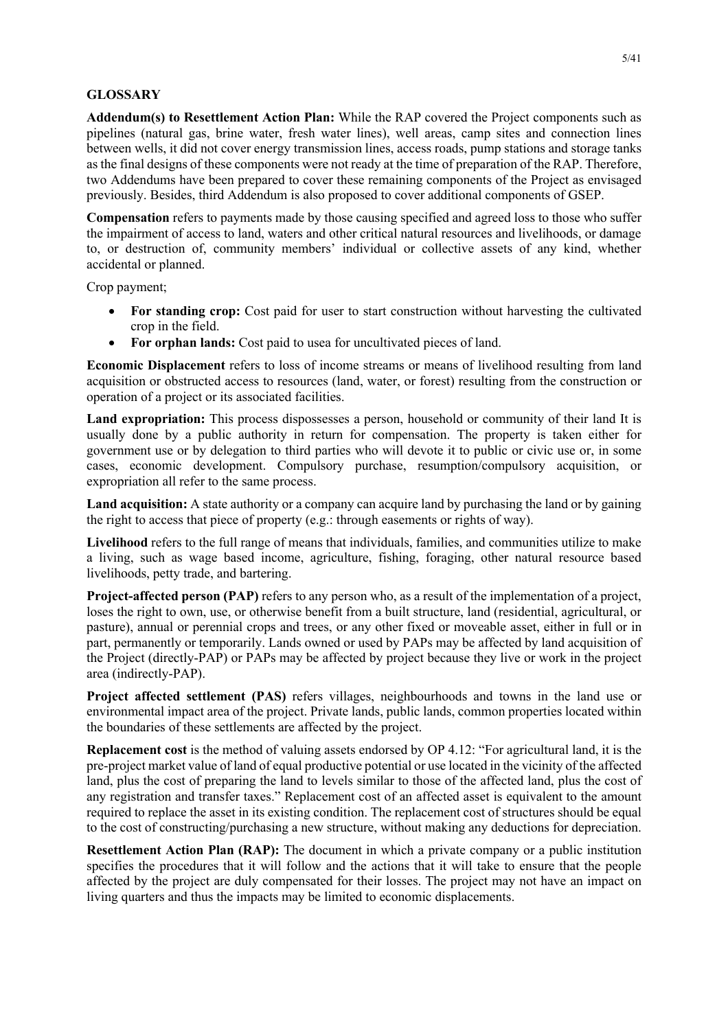**GLOSSARY**

**Addendum(s) to Resettlement Action Plan:** While the RAP covered the Project components such as pipelines (natural gas, brine water, fresh water lines), well areas, camp sites and connection lines between wells, it did not cover energy transmission lines, access roads, pump stations and storage tanks as the final designs of these components were not ready at the time of preparation of the RAP. Therefore, two Addendums have been prepared to cover these remaining components of the Project as envisaged previously. Besides, third Addendum is also proposed to cover additional components of GSEP.

**Compensation** refers to payments made by those causing specified and agreed loss to those who suffer the impairment of access to land, waters and other critical natural resources and livelihoods, or damage to, or destruction of, community members' individual or collective assets of any kind, whether accidental or planned.

Crop payment;

- **For standing crop:** Cost paid for user to start construction without harvesting the cultivated crop in the field.
- **For orphan lands:** Cost paid to usea for uncultivated pieces of land.

**Economic Displacement** refers to loss of income streams or means of livelihood resulting from land acquisition or obstructed access to resources (land, water, or forest) resulting from the construction or operation of a project or its associated facilities.

**Land expropriation:** This process dispossesses a person, household or community of their land It is usually done by a public authority in return for compensation. The property is taken either for government use or by delegation to third parties who will devote it to public or civic use or, in some cases, economic development. Compulsory purchase, resumption/compulsory acquisition, or expropriation all refer to the same process.

**Land acquisition:** A state authority or a company can acquire land by purchasing the land or by gaining the right to access that piece of property (e.g.: through easements or rights of way).

**Livelihood** refers to the full range of means that individuals, families, and communities utilize to make a living, such as wage based income, agriculture, fishing, foraging, other natural resource based livelihoods, petty trade, and bartering.

**Project-affected person (PAP)** refers to any person who, as a result of the implementation of a project, loses the right to own, use, or otherwise benefit from a built structure, land (residential, agricultural, or pasture), annual or perennial crops and trees, or any other fixed or moveable asset, either in full or in part, permanently or temporarily. Lands owned or used by PAPs may be affected by land acquisition of the Project (directly-PAP) or PAPs may be affected by project because they live or work in the project area (indirectly-PAP).

**Project affected settlement (PAS)** refers villages, neighbourhoods and towns in the land use or environmental impact area of the project. Private lands, public lands, common properties located within the boundaries of these settlements are affected by the project.

**Replacement cost** is the method of valuing assets endorsed by OP 4.12: "For agricultural land, it is the pre-project market value of land of equal productive potential or use located in the vicinity of the affected land, plus the cost of preparing the land to levels similar to those of the affected land, plus the cost of any registration and transfer taxes." Replacement cost of an affected asset is equivalent to the amount required to replace the asset in its existing condition. The replacement cost of structures should be equal to the cost of constructing/purchasing a new structure, without making any deductions for depreciation.

**Resettlement Action Plan (RAP):** The document in which a private company or a public institution specifies the procedures that it will follow and the actions that it will take to ensure that the people affected by the project are duly compensated for their losses. The project may not have an impact on living quarters and thus the impacts may be limited to economic displacements.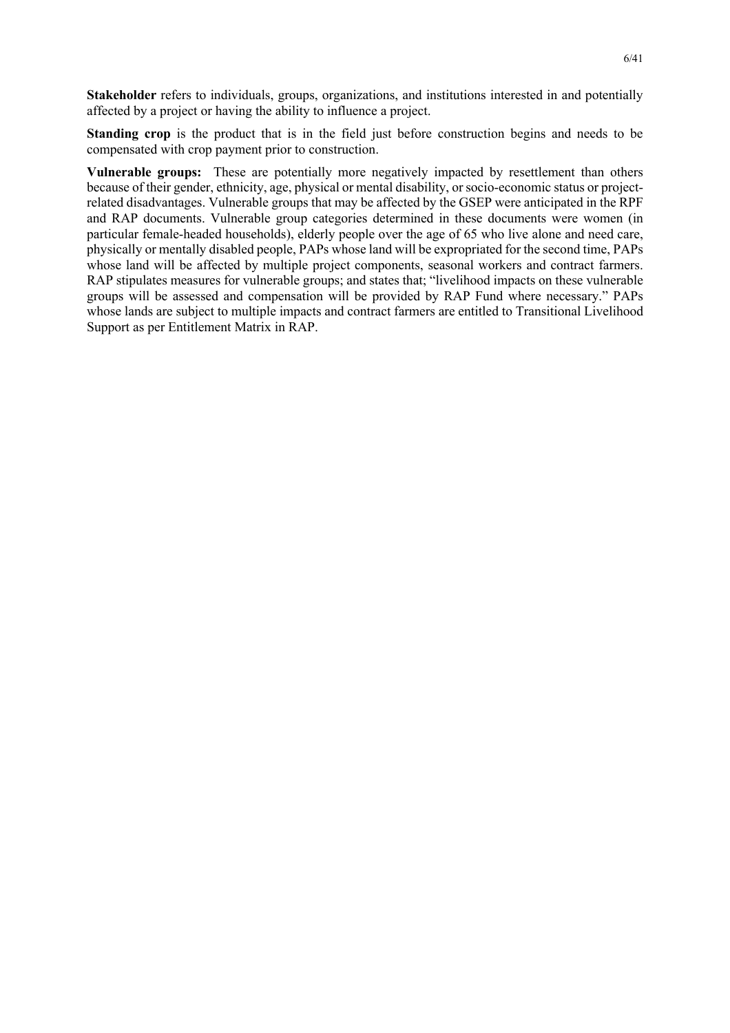**Stakeholder** refers to individuals, groups, organizations, and institutions interested in and potentially affected by a project or having the ability to influence a project.

**Standing crop** is the product that is in the field just before construction begins and needs to be compensated with crop payment prior to construction.

**Vulnerable groups:** These are potentially more negatively impacted by resettlement than others because of their gender, ethnicity, age, physical or mental disability, or socio-economic status or project-related disadvantages. Vulnerable groups that may be affected by the GSEP were anticipated in the RPF and RAP documents. Vulnerable group categories determined in these documents were women (in particular female-headed households), elderly people over the age of 65 who live alone and need care, physically or mentally disabled people, PAPs whose land will be expropriated for the second time, PAPs whose land will be affected by multiple project components, seasonal workers and contract farmers. RAP stipulates measures for vulnerable groups; and states that; "livelihood impacts on these vulnerable groups will be assessed and compensation will be provided by RAP Fund where necessary." PAPs whose lands are subject to multiple impacts and contract farmers are entitled to Transitional Livelihood Support as per Entitlement Matrix in RAP.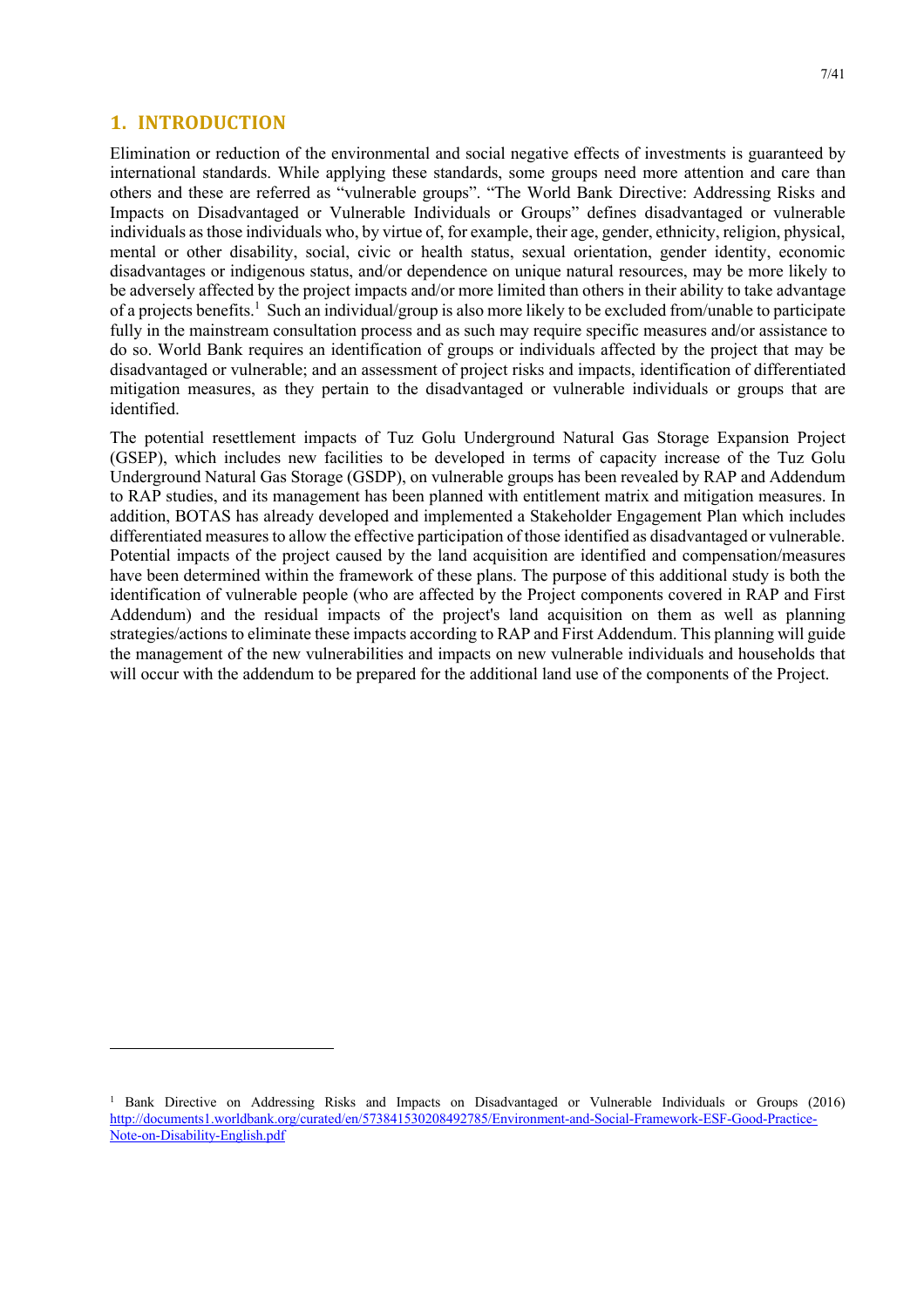# 1. INTRODUCTION

Elimination or reduction of the environmental and social negative effects of investments is guaranteed by international standards. While applying these standards, some groups need more attention and care than others and these are referred as "vulnerable groups". "The World Bank Directive: Addressing Risks and Impacts on Disadvantaged or Vulnerable Individuals or Groups" defines disadvantaged or vulnerable individuals as those individuals who, by virtue of, for example, their age, gender, ethnicity, religion, physical, mental or other disability, social, civic or health status, sexual orientation, gender identity, economic disadvantages or indigenous status, and/or dependence on unique natural resources, may be more likely to be adversely affected by the project impacts and/or more limited than others in their ability to take advantage of a projects benefits.[1] Such an individual/group is also more likely to be excluded from/unable to participate fully in the mainstream consultation process and as such may require specific measures and/or assistance to do so. World Bank requires an identification of groups or individuals affected by the project that may be disadvantaged or vulnerable; and an assessment of project risks and impacts, identification of differentiated mitigation measures, as they pertain to the disadvantaged or vulnerable individuals or groups that are identified.

The potential resettlement impacts of Tuz Golu Underground Natural Gas Storage Expansion Project (GSEP), which includes new facilities to be developed in terms of capacity increase of the Tuz Golu Underground Natural Gas Storage (GSDP), on vulnerable groups has been revealed by RAP and Addendum to RAP studies, and its management has been planned with entitlement matrix and mitigation measures. In addition, BOTAS has already developed and implemented a Stakeholder Engagement Plan which includes differentiated measures to allow the effective participation of those identified as disadvantaged or vulnerable. Potential impacts of the project caused by the land acquisition are identified and compensation/measures have been determined within the framework of these plans. The purpose of this additional study is both the identification of vulnerable people (who are affected by the Project components covered in RAP and First Addendum) and the residual impacts of the project's land acquisition on them as well as planning strategies/actions to eliminate these impacts according to RAP and First Addendum. This planning will guide the management of the new vulnerabilities and impacts on new vulnerable individuals and households that will occur with the addendum to be prepared for the additional land use of the components of the Project.

---

[1] Bank Directive on Addressing Risks and Impacts on Disadvantaged or Vulnerable Individuals or Groups (2016) http://documents1.worldbank.org/curated/en/573841530208492785/Environment-and-Social-Framework-ESF-Good-Practice-Note-on-Disability-English.pdf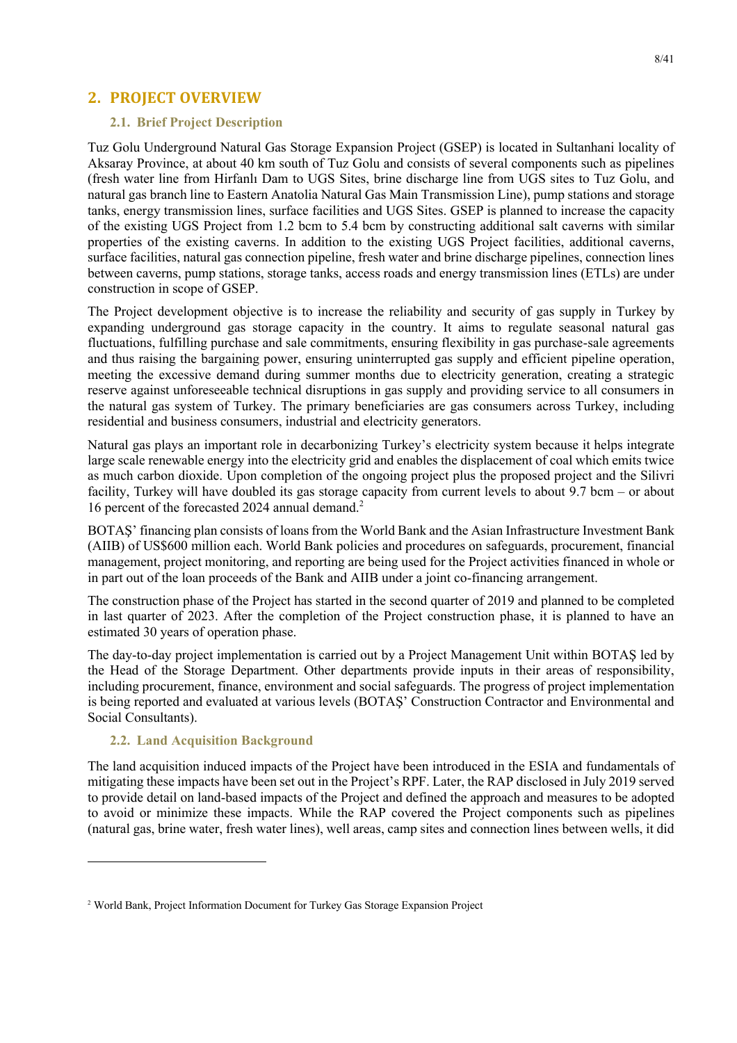## 2. PROJECT OVERVIEW

### 2.1. Brief Project Description

Tuz Golu Underground Natural Gas Storage Expansion Project (GSEP) is located in Sultanhani locality of Aksaray Province, at about 40 km south of Tuz Golu and consists of several components such as pipelines (fresh water line from Hirfanlı Dam to UGS Sites, brine discharge line from UGS sites to Tuz Golu, and natural gas branch line to Eastern Anatolia Natural Gas Main Transmission Line), pump stations and storage tanks, energy transmission lines, surface facilities and UGS Sites. GSEP is planned to increase the capacity of the existing UGS Project from 1.2 bcm to 5.4 bcm by constructing additional salt caverns with similar properties of the existing caverns. In addition to the existing UGS Project facilities, additional caverns, surface facilities, natural gas connection pipeline, fresh water and brine discharge pipelines, connection lines between caverns, pump stations, storage tanks, access roads and energy transmission lines (ETLs) are under construction in scope of GSEP.

The Project development objective is to increase the reliability and security of gas supply in Turkey by expanding underground gas storage capacity in the country. It aims to regulate seasonal natural gas fluctuations, fulfilling purchase and sale commitments, ensuring flexibility in gas purchase-sale agreements and thus raising the bargaining power, ensuring uninterrupted gas supply and efficient pipeline operation, meeting the excessive demand during summer months due to electricity generation, creating a strategic reserve against unforeseeable technical disruptions in gas supply and providing service to all consumers in the natural gas system of Turkey. The primary beneficiaries are gas consumers across Turkey, including residential and business consumers, industrial and electricity generators.

Natural gas plays an important role in decarbonizing Turkey's electricity system because it helps integrate large scale renewable energy into the electricity grid and enables the displacement of coal which emits twice as much carbon dioxide. Upon completion of the ongoing project plus the proposed project and the Silivri facility, Turkey will have doubled its gas storage capacity from current levels to about 9.7 bcm – or about 16 percent of the forecasted 2024 annual demand.[2]

BOTAŞ' financing plan consists of loans from the World Bank and the Asian Infrastructure Investment Bank (AIIB) of US$600 million each. World Bank policies and procedures on safeguards, procurement, financial management, project monitoring, and reporting are being used for the Project activities financed in whole or in part out of the loan proceeds of the Bank and AIIB under a joint co-financing arrangement.

The construction phase of the Project has started in the second quarter of 2019 and planned to be completed in last quarter of 2023. After the completion of the Project construction phase, it is planned to have an estimated 30 years of operation phase.

The day-to-day project implementation is carried out by a Project Management Unit within BOTAŞ led by the Head of the Storage Department. Other departments provide inputs in their areas of responsibility, including procurement, finance, environment and social safeguards. The progress of project implementation is being reported and evaluated at various levels (BOTAŞ' Construction Contractor and Environmental and Social Consultants).

### 2.2. Land Acquisition Background

The land acquisition induced impacts of the Project have been introduced in the ESIA and fundamentals of mitigating these impacts have been set out in the Project's RPF. Later, the RAP disclosed in July 2019 served to provide detail on land-based impacts of the Project and defined the approach and measures to be adopted to avoid or minimize these impacts. While the RAP covered the Project components such as pipelines (natural gas, brine water, fresh water lines), well areas, camp sites and connection lines between wells, it did

[2] World Bank, Project Information Document for Turkey Gas Storage Expansion Project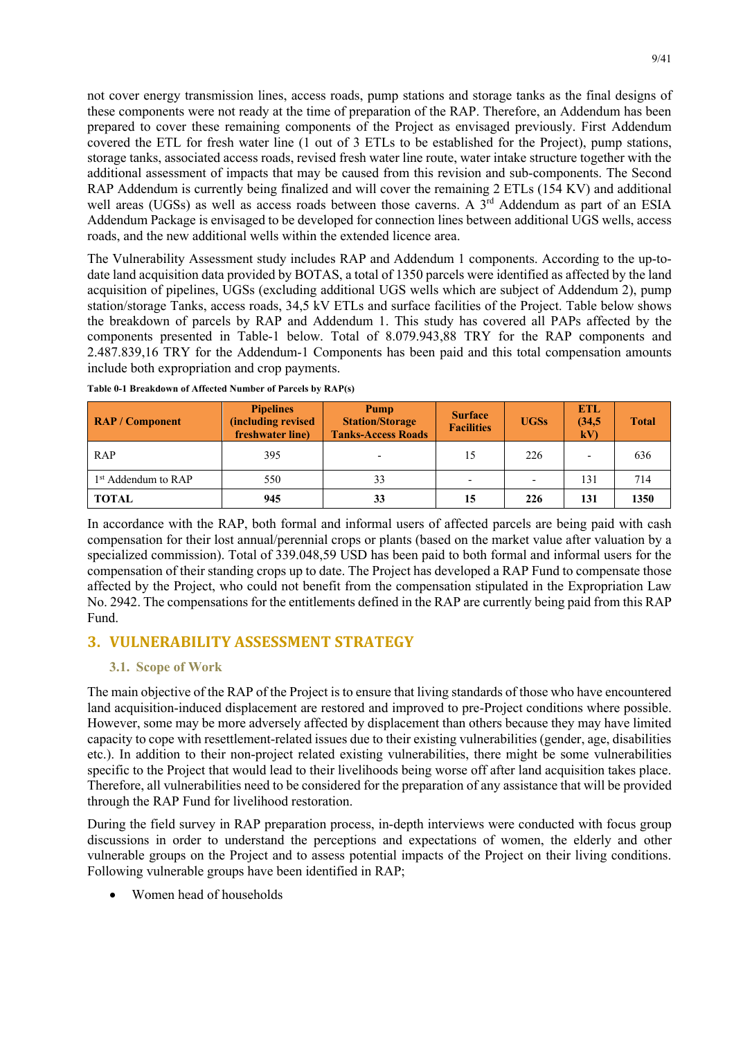not cover energy transmission lines, access roads, pump stations and storage tanks as the final designs of these components were not ready at the time of preparation of the RAP. Therefore, an Addendum has been prepared to cover these remaining components of the Project as envisaged previously. First Addendum covered the ETL for fresh water line (1 out of 3 ETLs to be established for the Project), pump stations, storage tanks, associated access roads, revised fresh water line route, water intake structure together with the additional assessment of impacts that may be caused from this revision and sub-components. The Second RAP Addendum is currently being finalized and will cover the remaining 2 ETLs (154 KV) and additional well areas (UGSs) as well as access roads between those caverns. A 3rd Addendum as part of an ESIA Addendum Package is envisaged to be developed for connection lines between additional UGS wells, access roads, and the new additional wells within the extended licence area.

The Vulnerability Assessment study includes RAP and Addendum 1 components. According to the up-to-date land acquisition data provided by BOTAS, a total of 1350 parcels were identified as affected by the land acquisition of pipelines, UGSs (excluding additional UGS wells which are subject of Addendum 2), pump station/storage Tanks, access roads, 34,5 kV ETLs and surface facilities of the Project. Table below shows the breakdown of parcels by RAP and Addendum 1. This study has covered all PAPs affected by the components presented in Table-1 below. Total of 8.079.943,88 TRY for the RAP components and 2.487.839,16 TRY for the Addendum-1 Components has been paid and this total compensation amounts include both expropriation and crop payments.

**Table 0-1 Breakdown of Affected Number of Parcels by RAP(s)**

| RAP / Component | Pipelines (including revised freshwater line) | Pump Station/Storage Tanks-Access Roads | Surface Facilities | UGSs | ETL (34,5 kV) | Total |
|---|---|---|---|---|---|---|
| RAP | 395 | - | 15 | 226 | - | 636 |
| 1st Addendum to RAP | 550 | 33 | - | - | 131 | 714 |
| **TOTAL** | **945** | **33** | **15** | **226** | **131** | **1350** |

In accordance with the RAP, both formal and informal users of affected parcels are being paid with cash compensation for their lost annual/perennial crops or plants (based on the market value after valuation by a specialized commission). Total of 339.048,59 USD has been paid to both formal and informal users for the compensation of their standing crops up to date. The Project has developed a RAP Fund to compensate those affected by the Project, who could not benefit from the compensation stipulated in the Expropriation Law No. 2942. The compensations for the entitlements defined in the RAP are currently being paid from this RAP Fund.

## 3. VULNERABILITY ASSESSMENT STRATEGY

### 3.1. Scope of Work

The main objective of the RAP of the Project is to ensure that living standards of those who have encountered land acquisition-induced displacement are restored and improved to pre-Project conditions where possible. However, some may be more adversely affected by displacement than others because they may have limited capacity to cope with resettlement-related issues due to their existing vulnerabilities (gender, age, disabilities etc.). In addition to their non-project related existing vulnerabilities, there might be some vulnerabilities specific to the Project that would lead to their livelihoods being worse off after land acquisition takes place. Therefore, all vulnerabilities need to be considered for the preparation of any assistance that will be provided through the RAP Fund for livelihood restoration.

During the field survey in RAP preparation process, in-depth interviews were conducted with focus group discussions in order to understand the perceptions and expectations of women, the elderly and other vulnerable groups on the Project and to assess potential impacts of the Project on their living conditions. Following vulnerable groups have been identified in RAP;

- Women head of households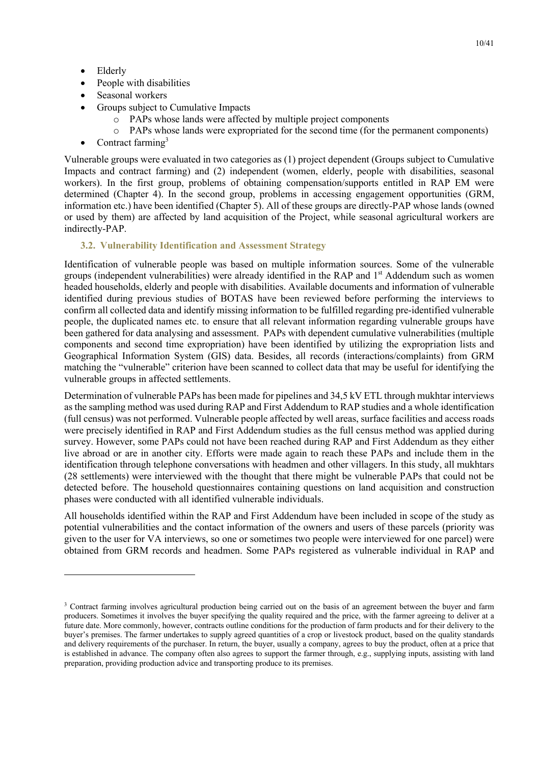- Elderly
- People with disabilities
- Seasonal workers
- Groups subject to Cumulative Impacts
  - PAPs whose lands were affected by multiple project components
  - PAPs whose lands were expropriated for the second time (for the permanent components)
- Contract farming[3]

Vulnerable groups were evaluated in two categories as (1) project dependent (Groups subject to Cumulative Impacts and contract farming) and (2) independent (women, elderly, people with disabilities, seasonal workers). In the first group, problems of obtaining compensation/supports entitled in RAP EM were determined (Chapter 4). In the second group, problems in accessing engagement opportunities (GRM, information etc.) have been identified (Chapter 5). All of these groups are directly-PAP whose lands (owned or used by them) are affected by land acquisition of the Project, while seasonal agricultural workers are indirectly-PAP.

### 3.2. Vulnerability Identification and Assessment Strategy

Identification of vulnerable people was based on multiple information sources. Some of the vulnerable groups (independent vulnerabilities) were already identified in the RAP and 1st Addendum such as women headed households, elderly and people with disabilities. Available documents and information of vulnerable identified during previous studies of BOTAS have been reviewed before performing the interviews to confirm all collected data and identify missing information to be fulfilled regarding pre-identified vulnerable people, the duplicated names etc. to ensure that all relevant information regarding vulnerable groups have been gathered for data analysing and assessment. PAPs with dependent cumulative vulnerabilities (multiple components and second time expropriation) have been identified by utilizing the expropriation lists and Geographical Information System (GIS) data. Besides, all records (interactions/complaints) from GRM matching the "vulnerable" criterion have been scanned to collect data that may be useful for identifying the vulnerable groups in affected settlements.

Determination of vulnerable PAPs has been made for pipelines and 34,5 kV ETL through mukhtar interviews as the sampling method was used during RAP and First Addendum to RAP studies and a whole identification (full census) was not performed. Vulnerable people affected by well areas, surface facilities and access roads were precisely identified in RAP and First Addendum studies as the full census method was applied during survey. However, some PAPs could not have been reached during RAP and First Addendum as they either live abroad or are in another city. Efforts were made again to reach these PAPs and include them in the identification through telephone conversations with headmen and other villagers. In this study, all mukhtars (28 settlements) were interviewed with the thought that there might be vulnerable PAPs that could not be detected before. The household questionnaires containing questions on land acquisition and construction phases were conducted with all identified vulnerable individuals.

All households identified within the RAP and First Addendum have been included in scope of the study as potential vulnerabilities and the contact information of the owners and users of these parcels (priority was given to the user for VA interviews, so one or sometimes two people were interviewed for one parcel) were obtained from GRM records and headmen. Some PAPs registered as vulnerable individual in RAP and

[3] Contract farming involves agricultural production being carried out on the basis of an agreement between the buyer and farm producers. Sometimes it involves the buyer specifying the quality required and the price, with the farmer agreeing to deliver at a future date. More commonly, however, contracts outline conditions for the production of farm products and for their delivery to the buyer's premises. The farmer undertakes to supply agreed quantities of a crop or livestock product, based on the quality standards and delivery requirements of the purchaser. In return, the buyer, usually a company, agrees to buy the product, often at a price that is established in advance. The company often also agrees to support the farmer through, e.g., supplying inputs, assisting with land preparation, providing production advice and transporting produce to its premises.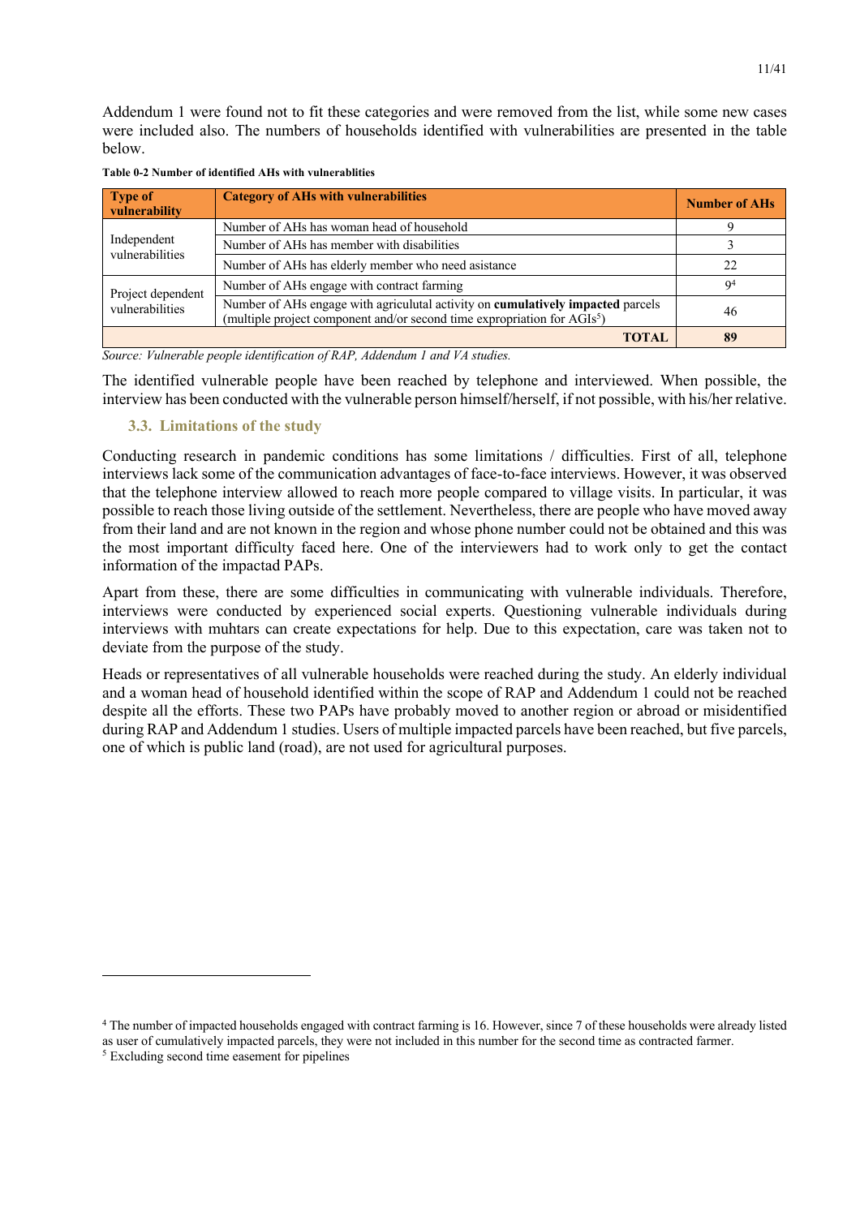Addendum 1 were found not to fit these categories and were removed from the list, while some new cases were included also. The numbers of households identified with vulnerabilities are presented in the table below.

**Table 0-2 Number of identified AHs with vulnerablities**

| Type of vulnerability | Category of AHs with vulnerabilities | Number of AHs |
|---|---|---|
| Independent vulnerabilities | Number of AHs has woman head of household | 9 |
| | Number of AHs has member with disabilities | 3 |
| | Number of AHs has elderly member who need asistance | 22 |
| Project dependent vulnerabilities | Number of AHs engage with contract farming | 9[4] |
| | Number of AHs engage with agriculutal activity on **cumulatively impacted** parcels (multiple project component and/or second time expropriation for AGIs[5]) | 46 |
| | **TOTAL** | **89** |

*Source: Vulnerable people identification of RAP, Addendum 1 and VA studies.*

The identified vulnerable people have been reached by telephone and interviewed. When possible, the interview has been conducted with the vulnerable person himself/herself, if not possible, with his/her relative.

### 3.3. Limitations of the study

Conducting research in pandemic conditions has some limitations / difficulties. First of all, telephone interviews lack some of the communication advantages of face-to-face interviews. However, it was observed that the telephone interview allowed to reach more people compared to village visits. In particular, it was possible to reach those living outside of the settlement. Nevertheless, there are people who have moved away from their land and are not known in the region and whose phone number could not be obtained and this was the most important difficulty faced here. One of the interviewers had to work only to get the contact information of the impactad PAPs.

Apart from these, there are some difficulties in communicating with vulnerable individuals. Therefore, interviews were conducted by experienced social experts. Questioning vulnerable individuals during interviews with muhtars can create expectations for help. Due to this expectation, care was taken not to deviate from the purpose of the study.

Heads or representatives of all vulnerable households were reached during the study. An elderly individual and a woman head of household identified within the scope of RAP and Addendum 1 could not be reached despite all the efforts. These two PAPs have probably moved to another region or abroad or misidentified during RAP and Addendum 1 studies. Users of multiple impacted parcels have been reached, but five parcels, one of which is public land (road), are not used for agricultural purposes.

[4] The number of impacted households engaged with contract farming is 16. However, since 7 of these households were already listed as user of cumulatively impacted parcels, they were not included in this number for the second time as contracted farmer.

[5] Excluding second time easement for pipelines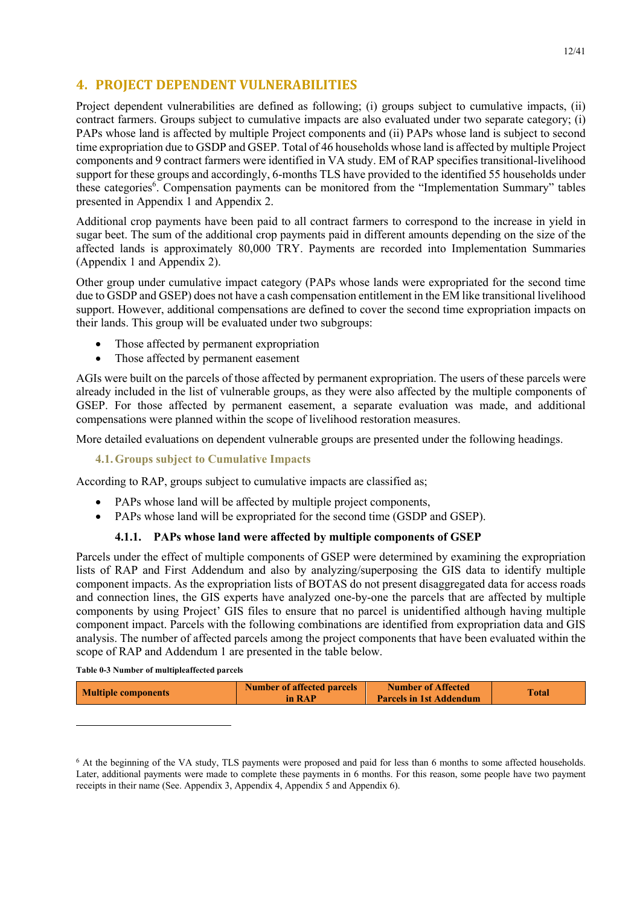## 4. PROJECT DEPENDENT VULNERABILITIES

Project dependent vulnerabilities are defined as following; (i) groups subject to cumulative impacts, (ii) contract farmers. Groups subject to cumulative impacts are also evaluated under two separate category; (i) PAPs whose land is affected by multiple Project components and (ii) PAPs whose land is subject to second time expropriation due to GSDP and GSEP. Total of 46 households whose land is affected by multiple Project components and 9 contract farmers were identified in VA study. EM of RAP specifies transitional-livelihood support for these groups and accordingly, 6-months TLS have provided to the identified 55 households under these categories[6]. Compensation payments can be monitored from the "Implementation Summary" tables presented in Appendix 1 and Appendix 2.

Additional crop payments have been paid to all contract farmers to correspond to the increase in yield in sugar beet. The sum of the additional crop payments paid in different amounts depending on the size of the affected lands is approximately 80,000 TRY. Payments are recorded into Implementation Summaries (Appendix 1 and Appendix 2).

Other group under cumulative impact category (PAPs whose lands were expropriated for the second time due to GSDP and GSEP) does not have a cash compensation entitlement in the EM like transitional livelihood support. However, additional compensations are defined to cover the second time expropriation impacts on their lands. This group will be evaluated under two subgroups:

- Those affected by permanent expropriation
- Those affected by permanent easement

AGIs were built on the parcels of those affected by permanent expropriation. The users of these parcels were already included in the list of vulnerable groups, as they were also affected by the multiple components of GSEP. For those affected by permanent easement, a separate evaluation was made, and additional compensations were planned within the scope of livelihood restoration measures.

More detailed evaluations on dependent vulnerable groups are presented under the following headings.

### 4.1. Groups subject to Cumulative Impacts

According to RAP, groups subject to cumulative impacts are classified as;

- PAPs whose land will be affected by multiple project components,
- PAPs whose land will be expropriated for the second time (GSDP and GSEP).

#### 4.1.1. PAPs whose land were affected by multiple components of GSEP

Parcels under the effect of multiple components of GSEP were determined by examining the expropriation lists of RAP and First Addendum and also by analyzing/superposing the GIS data to identify multiple component impacts. As the expropriation lists of BOTAS do not present disaggregated data for access roads and connection lines, the GIS experts have analyzed one-by-one the parcels that are affected by multiple components by using Project' GIS files to ensure that no parcel is unidentified although having multiple component impact. Parcels with the following combinations are identified from expropriation data and GIS analysis. The number of affected parcels among the project components that have been evaluated within the scope of RAP and Addendum 1 are presented in the table below.

**Table 0-3 Number of multipleaffected parcels**

| Multiple components | Number of affected parcels in RAP | Number of Affected Parcels in 1st Addendum | Total |
|---|---|---|---|

[6] At the beginning of the VA study, TLS payments were proposed and paid for less than 6 months to some affected households. Later, additional payments were made to complete these payments in 6 months. For this reason, some people have two payment receipts in their name (See. Appendix 3, Appendix 4, Appendix 5 and Appendix 6).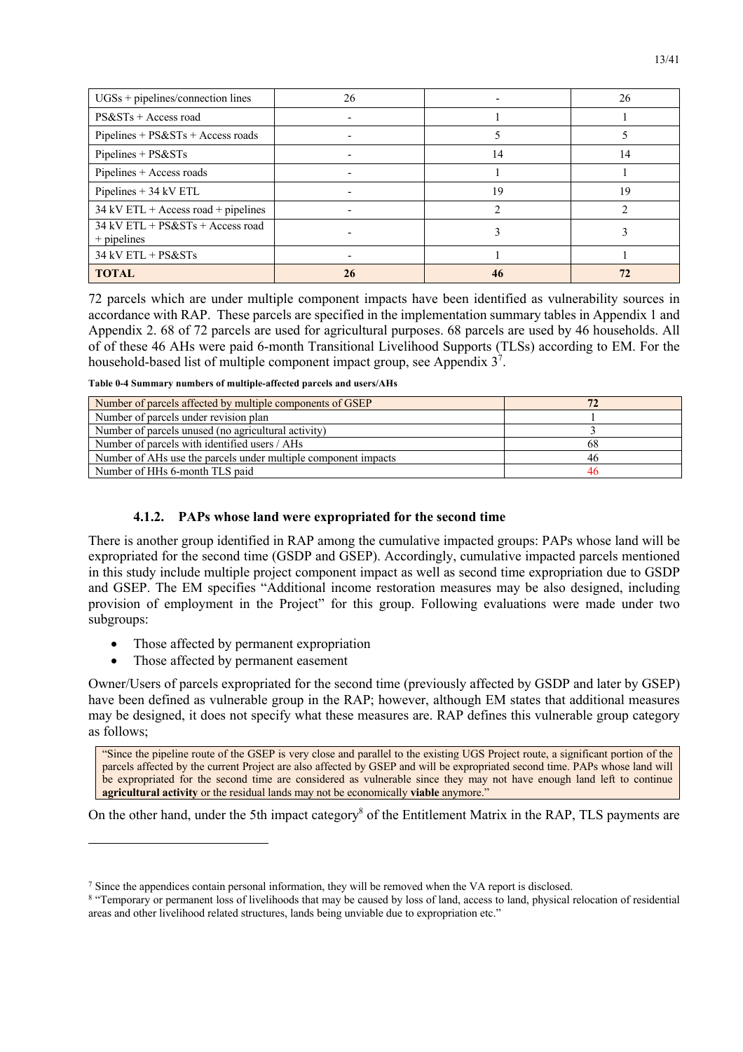| UGSs + pipelines/connection lines | 26 | - | 26 |
|---|---|---|---|
| PS&STs + Access road | - | 1 | 1 |
| Pipelines + PS&STs + Access roads | - | 5 | 5 |
| Pipelines + PS&STs | - | 14 | 14 |
| Pipelines + Access roads | - | 1 | 1 |
| Pipelines + 34 kV ETL | - | 19 | 19 |
| 34 kV ETL + Access road + pipelines | - | 2 | 2 |
| 34 kV ETL + PS&STs + Access road + pipelines | - | 3 | 3 |
| 34 kV ETL + PS&STs | - | 1 | 1 |
| **TOTAL** | **26** | **46** | **72** |

72 parcels which are under multiple component impacts have been identified as vulnerability sources in accordance with RAP. These parcels are specified in the implementation summary tables in Appendix 1 and Appendix 2. 68 of 72 parcels are used for agricultural purposes. 68 parcels are used by 46 households. All of of these 46 AHs were paid 6-month Transitional Livelihood Supports (TLSs) according to EM. For the household-based list of multiple component impact group, see Appendix 3[7].

**Table 0-4 Summary numbers of multiple-affected parcels and users/AHs**

| Number of parcels affected by multiple components of GSEP | **72** |
|---|---|
| Number of parcels under revision plan | 1 |
| Number of parcels unused (no agricultural activity) | 3 |
| Number of parcels with identified users / AHs | 68 |
| Number of AHs use the parcels under multiple component impacts | 46 |
| Number of HHs 6-month TLS paid | 46 |

### 4.1.2. PAPs whose land were expropriated for the second time

There is another group identified in RAP among the cumulative impacted groups: PAPs whose land will be expropriated for the second time (GSDP and GSEP). Accordingly, cumulative impacted parcels mentioned in this study include multiple project component impact as well as second time expropriation due to GSDP and GSEP. The EM specifies "Additional income restoration measures may be also designed, including provision of employment in the Project" for this group. Following evaluations were made under two subgroups:

- Those affected by permanent expropriation
- Those affected by permanent easement

Owner/Users of parcels expropriated for the second time (previously affected by GSDP and later by GSEP) have been defined as vulnerable group in the RAP; however, although EM states that additional measures may be designed, it does not specify what these measures are. RAP defines this vulnerable group category as follows;

> "Since the pipeline route of the GSEP is very close and parallel to the existing UGS Project route, a significant portion of the parcels affected by the current Project are also affected by GSEP and will be expropriated second time. PAPs whose land will be expropriated for the second time are considered as vulnerable since they may not have enough land left to continue **agricultural activity** or the residual lands may not be economically **viable** anymore."

On the other hand, under the 5th impact category[8] of the Entitlement Matrix in the RAP, TLS payments are

[7] Since the appendices contain personal information, they will be removed when the VA report is disclosed.

[8] "Temporary or permanent loss of livelihoods that may be caused by loss of land, access to land, physical relocation of residential areas and other livelihood related structures, lands being unviable due to expropriation etc."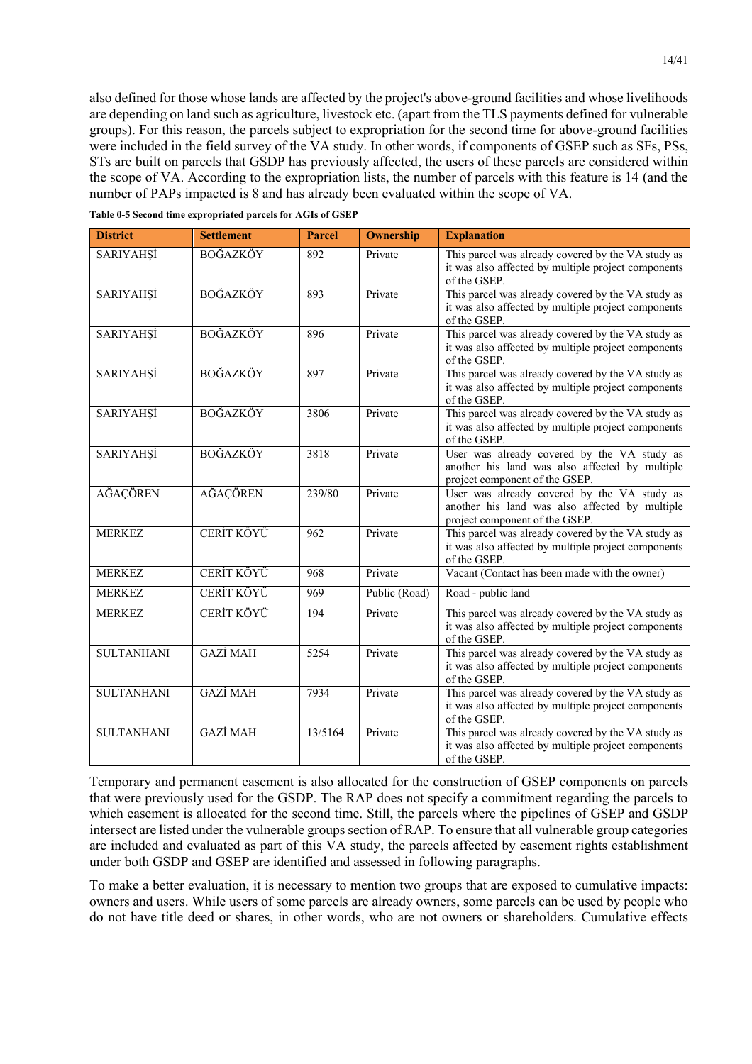also defined for those whose lands are affected by the project's above-ground facilities and whose livelihoods are depending on land such as agriculture, livestock etc. (apart from the TLS payments defined for vulnerable groups). For this reason, the parcels subject to expropriation for the second time for above-ground facilities were included in the field survey of the VA study. In other words, if components of GSEP such as SFs, PSs, STs are built on parcels that GSDP has previously affected, the users of these parcels are considered within the scope of VA. According to the expropriation lists, the number of parcels with this feature is 14 (and the number of PAPs impacted is 8 and has already been evaluated within the scope of VA.

**Table 0-5 Second time expropriated parcels for AGIs of GSEP**

| District | Settlement | Parcel | Ownership | Explanation |
|---|---|---|---|---|
| SARIYAHŞİ | BOĞAZKÖY | 892 | Private | This parcel was already covered by the VA study as it was also affected by multiple project components of the GSEP. |
| SARIYAHŞİ | BOĞAZKÖY | 893 | Private | This parcel was already covered by the VA study as it was also affected by multiple project components of the GSEP. |
| SARIYAHŞİ | BOĞAZKÖY | 896 | Private | This parcel was already covered by the VA study as it was also affected by multiple project components of the GSEP. |
| SARIYAHŞİ | BOĞAZKÖY | 897 | Private | This parcel was already covered by the VA study as it was also affected by multiple project components of the GSEP. |
| SARIYAHŞİ | BOĞAZKÖY | 3806 | Private | This parcel was already covered by the VA study as it was also affected by multiple project components of the GSEP. |
| SARIYAHŞİ | BOĞAZKÖY | 3818 | Private | User was already covered by the VA study as another his land was also affected by multiple project component of the GSEP. |
| AĞAÇÖREN | AĞAÇÖREN | 239/80 | Private | User was already covered by the VA study as another his land was also affected by multiple project component of the GSEP. |
| MERKEZ | CERİT KÖYÜ | 962 | Private | This parcel was already covered by the VA study as it was also affected by multiple project components of the GSEP. |
| MERKEZ | CERİT KÖYÜ | 968 | Private | Vacant (Contact has been made with the owner) |
| MERKEZ | CERİT KÖYÜ | 969 | Public (Road) | Road - public land |
| MERKEZ | CERİT KÖYÜ | 194 | Private | This parcel was already covered by the VA study as it was also affected by multiple project components of the GSEP. |
| SULTANHANI | GAZİ MAH | 5254 | Private | This parcel was already covered by the VA study as it was also affected by multiple project components of the GSEP. |
| SULTANHANI | GAZİ MAH | 7934 | Private | This parcel was already covered by the VA study as it was also affected by multiple project components of the GSEP. |
| SULTANHANI | GAZİ MAH | 13/5164 | Private | This parcel was already covered by the VA study as it was also affected by multiple project components of the GSEP. |

Temporary and permanent easement is also allocated for the construction of GSEP components on parcels that were previously used for the GSDP. The RAP does not specify a commitment regarding the parcels to which easement is allocated for the second time. Still, the parcels where the pipelines of GSEP and GSDP intersect are listed under the vulnerable groups section of RAP. To ensure that all vulnerable group categories are included and evaluated as part of this VA study, the parcels affected by easement rights establishment under both GSDP and GSEP are identified and assessed in following paragraphs.

To make a better evaluation, it is necessary to mention two groups that are exposed to cumulative impacts: owners and users. While users of some parcels are already owners, some parcels can be used by people who do not have title deed or shares, in other words, who are not owners or shareholders. Cumulative effects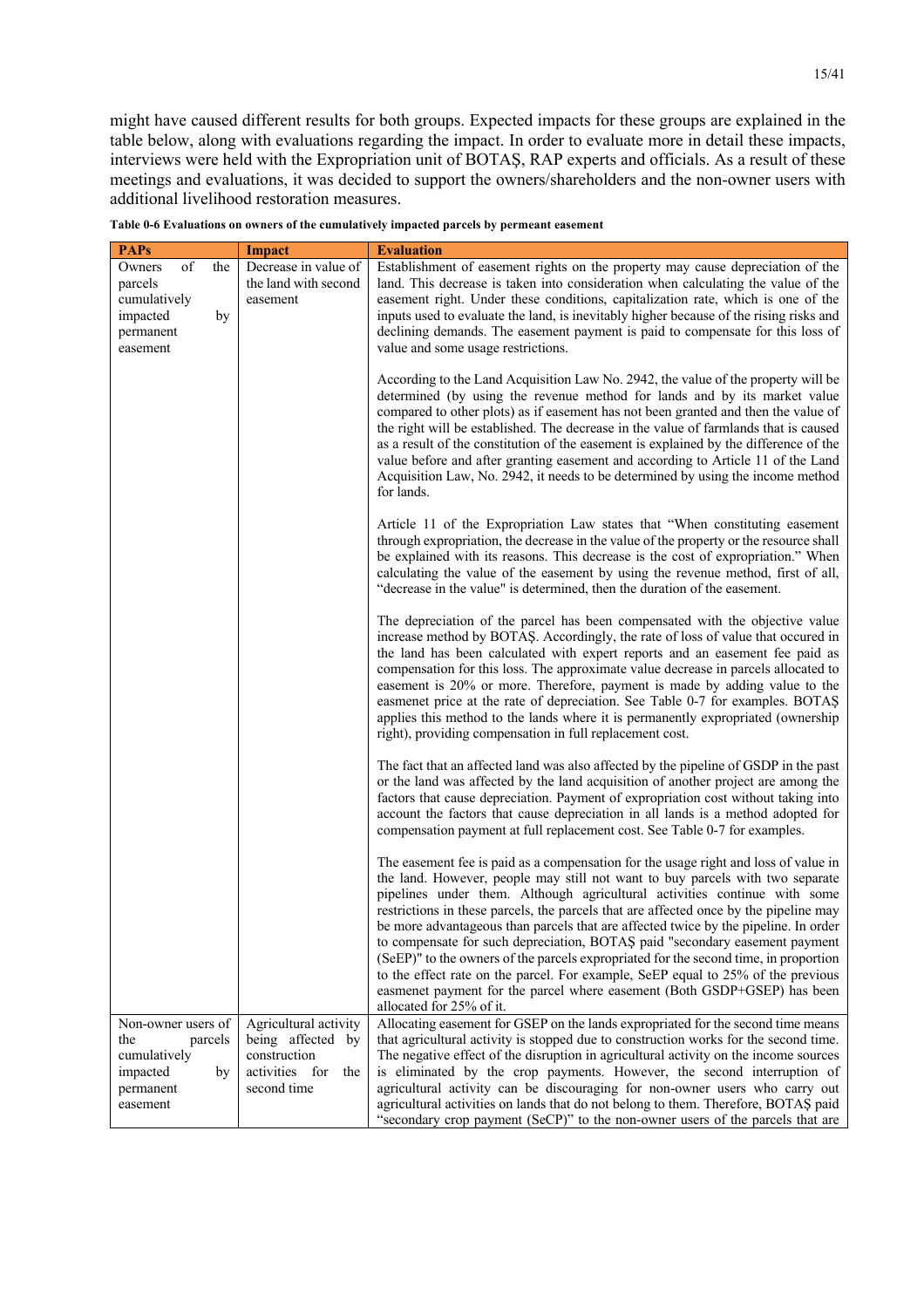might have caused different results for both groups. Expected impacts for these groups are explained in the table below, along with evaluations regarding the impact. In order to evaluate more in detail these impacts, interviews were held with the Expropriation unit of BOTAŞ, RAP experts and officials. As a result of these meetings and evaluations, it was decided to support the owners/shareholders and the non-owner users with additional livelihood restoration measures.

**Table 0-6 Evaluations on owners of the cumulatively impacted parcels by permeant easement**

| PAPs | Impact | Evaluation |
|---|---|---|
| Owners of the parcels cumulatively impacted by permanent easement | Decrease in value of the land with second easement | Establishment of easement rights on the property may cause depreciation of the land. This decrease is taken into consideration when calculating the value of the easement right. Under these conditions, capitalization rate, which is one of the inputs used to evaluate the land, is inevitably higher because of the rising risks and declining demands. The easement payment is paid to compensate for this loss of value and some usage restrictions.<br><br>According to the Land Acquisition Law No. 2942, the value of the property will be determined (by using the revenue method for lands and by its market value compared to other plots) as if easement has not been granted and then the value of the right will be established. The decrease in the value of farmlands that is caused as a result of the constitution of the easement is explained by the difference of the value before and after granting easement and according to Article 11 of the Land Acquisition Law, No. 2942, it needs to be determined by using the income method for lands.<br><br>Article 11 of the Expropriation Law states that "When constituting easement through expropriation, the decrease in the value of the property or the resource shall be explained with its reasons. This decrease is the cost of expropriation." When calculating the value of the easement by using the revenue method, first of all, "decrease in the value" is determined, then the duration of the easement.<br><br>The depreciation of the parcel has been compensated with the objective value increase method by BOTAŞ. Accordingly, the rate of loss of value that occured in the land has been calculated with expert reports and an easement fee paid as compensation for this loss. The approximate value decrease in parcels allocated to easement is 20% or more. Therefore, payment is made by adding value to the easmenet price at the rate of depreciation. See Table 0-7 for examples. BOTAŞ applies this method to the lands where it is permanently expropriated (ownership right), providing compensation in full replacement cost.<br><br>The fact that an affected land was also affected by the pipeline of GSDP in the past or the land was affected by the land acquisition of another project are among the factors that cause depreciation. Payment of expropriation cost without taking into account the factors that cause depreciation in all lands is a method adopted for compensation payment at full replacement cost. See Table 0-7 for examples.<br><br>The easement fee is paid as a compensation for the usage right and loss of value in the land. However, people may still not want to buy parcels with two separate pipelines under them. Although agricultural activities continue with some restrictions in these parcels, the parcels that are affected once by the pipeline may be more advantageous than parcels that are affected twice by the pipeline. In order to compensate for such depreciation, BOTAŞ paid "secondary easement payment (SeEP)" to the owners of the parcels expropriated for the second time, in proportion to the effect rate on the parcel. For example, SeEP equal to 25% of the previous easmenet payment for the parcel where easement (Both GSDP+GSEP) has been allocated for 25% of it. |
| Non-owner users of the parcels cumulatively impacted by permanent easement | Agricultural activity being affected by construction activities for the second time | Allocating easement for GSEP on the lands expropriated for the second time means that agricultural activity is stopped due to construction works for the second time. The negative effect of the disruption in agricultural activity on the income sources is eliminated by the crop payments. However, the second interruption of agricultural activity can be discouraging for non-owner users who carry out agricultural activities on lands that do not belong to them. Therefore, BOTAŞ paid "secondary crop payment (SeCP)" to the non-owner users of the parcels that are |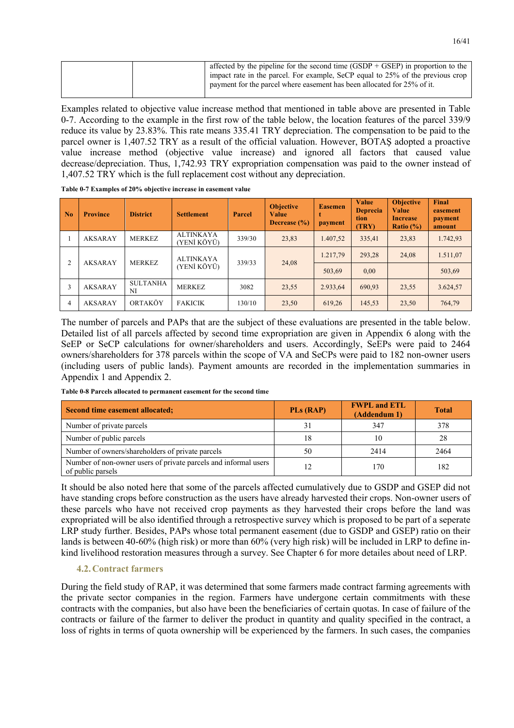| | | affected by the pipeline for the second time (GSDP + GSEP) in proportion to the impact rate in the parcel. For example, SeCP equal to 25% of the previous crop payment for the parcel where easement has been allocated for 25% of it. |
|---|---|---|

Examples related to objective value increase method that mentioned in table above are presented in Table 0-7. According to the example in the first row of the table below, the location features of the parcel 339/9 reduce its value by 23.83%. This rate means 335.41 TRY depreciation. The compensation to be paid to the parcel owner is 1,407.52 TRY as a result of the official valuation. However, BOTAŞ adopted a proactive value increase method (objective value increase) and ignored all factors that caused value decrease/depreciation. Thus, 1,742.93 TRY expropriation compensation was paid to the owner instead of 1,407.52 TRY which is the full replacement cost without any depreciation.

**Table 0-7 Examples of 20% objective increase in easement value**

| No | Province | District | Settlement | Parcel | Objective Value Decrease (%) | Easement payment | Value Depreciation (TRY) | Objective Value Increase Ratio (%) | Final easement payment amount |
|---|---|---|---|---|---|---|---|---|---|
| 1 | AKSARAY | MERKEZ | ALTINKAYA (YENİ KÖYÜ) | 339/30 | 23,83 | 1.407,52 | 335,41 | 23,83 | 1.742,93 |
| 2 | AKSARAY | MERKEZ | ALTINKAYA (YENİ KÖYÜ) | 339/33 | 24,08 | 1.217,79 | 293,28 | 24,08 | 1.511,07 |
| | | | | | | 503,69 | 0,00 | | 503,69 |
| 3 | AKSARAY | SULTANHANI | MERKEZ | 3082 | 23,55 | 2.933,64 | 690,93 | 23,55 | 3.624,57 |
| 4 | AKSARAY | ORTAKÖY | FAKICIK | 130/10 | 23,50 | 619,26 | 145,53 | 23,50 | 764,79 |

The number of parcels and PAPs that are the subject of these evaluations are presented in the table below. Detailed list of all parcels affected by second time expropriation are given in Appendix 6 along with the SeEP or SeCP calculations for owner/shareholders and users. Accordingly, SeEPs were paid to 2464 owners/shareholders for 378 parcels within the scope of VA and SeCPs were paid to 182 non-owner users (including users of public lands). Payment amounts are recorded in the implementation summaries in Appendix 1 and Appendix 2.

**Table 0-8 Parcels allocated to permanent easement for the second time**

| Second time easement allocated; | PLs (RAP) | FWPL and ETL (Addendum 1) | Total |
|---|---|---|---|
| Number of private parcels | 31 | 347 | 378 |
| Number of public parcels | 18 | 10 | 28 |
| Number of owners/shareholders of private parcels | 50 | 2414 | 2464 |
| Number of non-owner users of private parcels and informal users of public parsels | 12 | 170 | 182 |

It should be also noted here that some of the parcels affected cumulatively due to GSDP and GSEP did not have standing crops before construction as the users have already harvested their crops. Non-owner users of these parcels who have not received crop payments as they harvested their crops before the land was expropriated will be also identified through a retrospective survey which is proposed to be part of a seperate LRP study further. Besides, PAPs whose total permanent easement (due to GSDP and GSEP) ratio on their lands is between 40-60% (high risk) or more than 60% (very high risk) will be included in LRP to define in-kind livelihood restoration measures through a survey. See Chapter 6 for more detailes about need of LRP.

## 4.2. Contract farmers

During the field study of RAP, it was determined that some farmers made contract farming agreements with the private sector companies in the region. Farmers have undergone certain commitments with these contracts with the companies, but also have been the beneficiaries of certain quotas. In case of failure of the contracts or failure of the farmer to deliver the product in quantity and quality specified in the contract, a loss of rights in terms of quota ownership will be experienced by the farmers. In such cases, the companies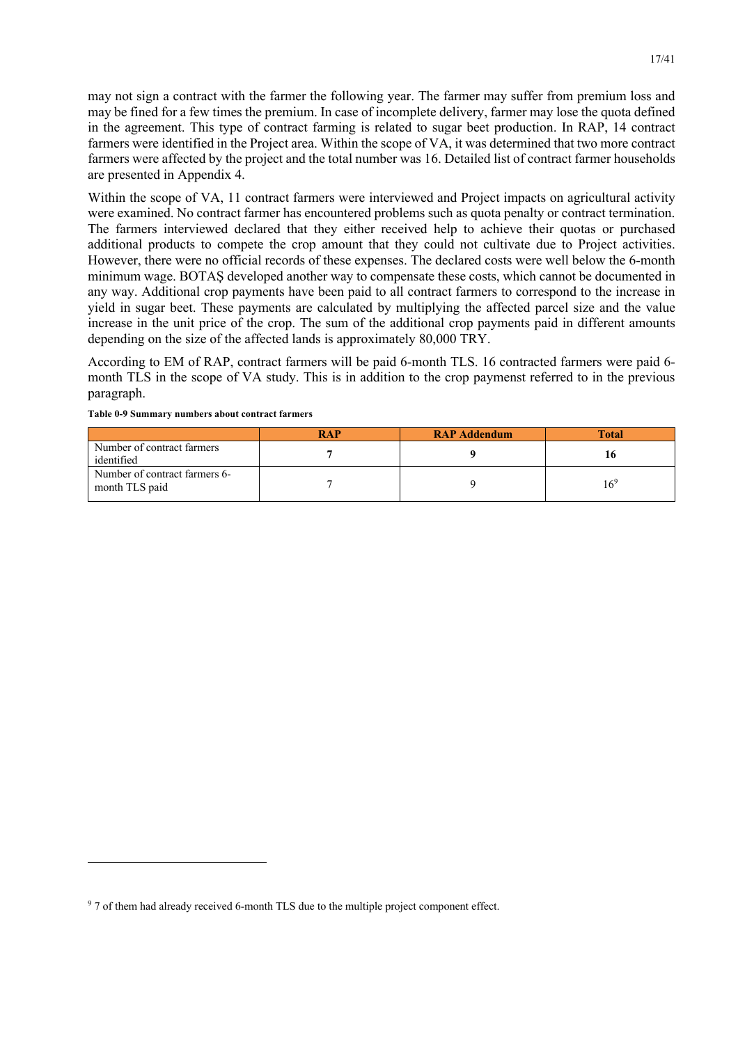may not sign a contract with the farmer the following year. The farmer may suffer from premium loss and may be fined for a few times the premium. In case of incomplete delivery, farmer may lose the quota defined in the agreement. This type of contract farming is related to sugar beet production. In RAP, 14 contract farmers were identified in the Project area. Within the scope of VA, it was determined that two more contract farmers were affected by the project and the total number was 16. Detailed list of contract farmer households are presented in Appendix 4.

Within the scope of VA, 11 contract farmers were interviewed and Project impacts on agricultural activity were examined. No contract farmer has encountered problems such as quota penalty or contract termination. The farmers interviewed declared that they either received help to achieve their quotas or purchased additional products to compete the crop amount that they could not cultivate due to Project activities. However, there were no official records of these expenses. The declared costs were well below the 6-month minimum wage. BOTAŞ developed another way to compensate these costs, which cannot be documented in any way. Additional crop payments have been paid to all contract farmers to correspond to the increase in yield in sugar beet. These payments are calculated by multiplying the affected parcel size and the value increase in the unit price of the crop. The sum of the additional crop payments paid in different amounts depending on the size of the affected lands is approximately 80,000 TRY.

According to EM of RAP, contract farmers will be paid 6-month TLS. 16 contracted farmers were paid 6-month TLS in the scope of VA study. This is in addition to the crop paymenst referred to in the previous paragraph.

**Table 0-9 Summary numbers about contract farmers**

| | RAP | RAP Addendum | Total |
|---|---|---|---|
| Number of contract farmers identified | **7** | **9** | **16** |
| Number of contract farmers 6-month TLS paid | 7 | 9 | 16[9] |

[9] 7 of them had already received 6-month TLS due to the multiple project component effect.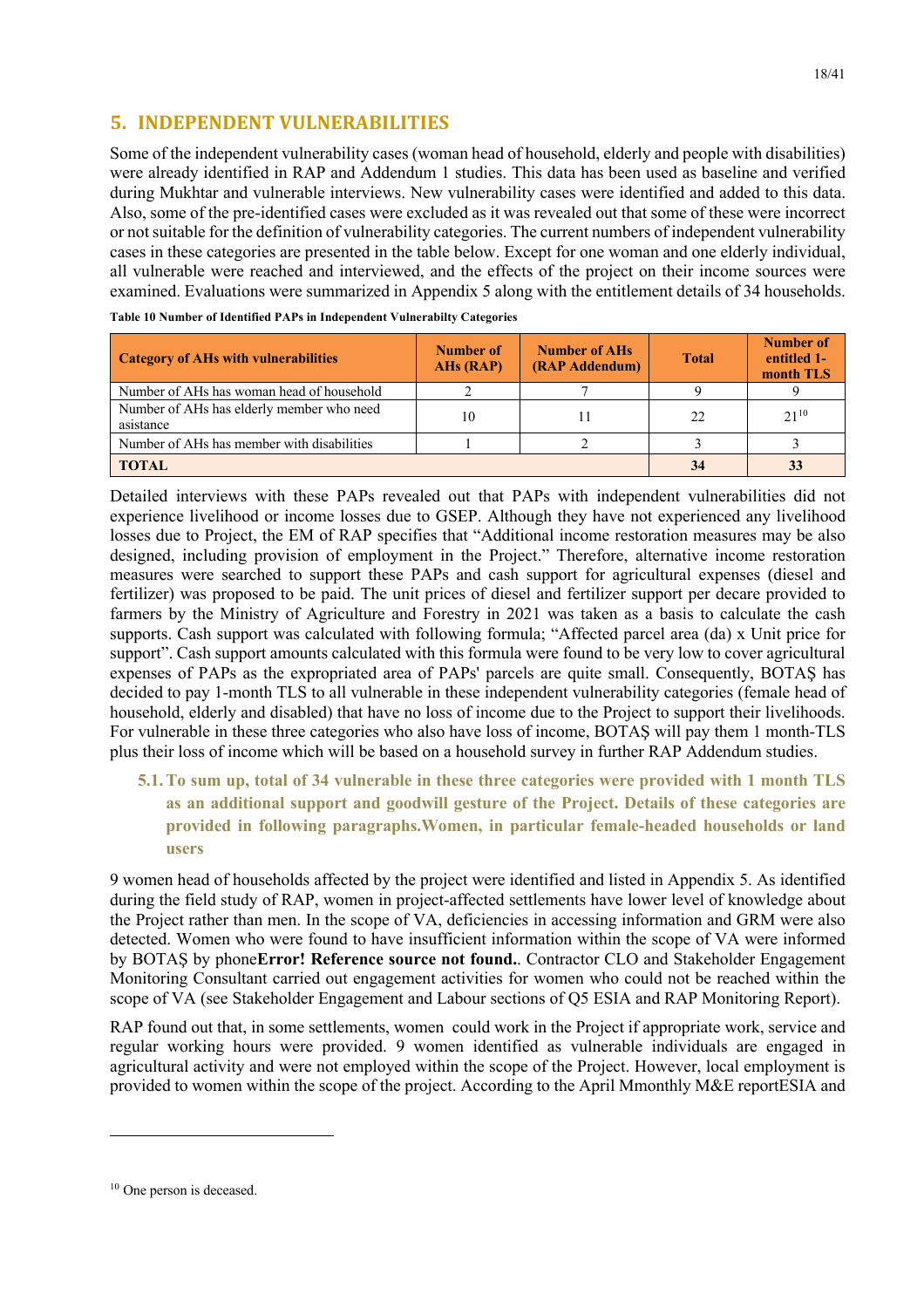## 5. INDEPENDENT VULNERABILITIES

Some of the independent vulnerability cases (woman head of household, elderly and people with disabilities) were already identified in RAP and Addendum 1 studies. This data has been used as baseline and verified during Mukhtar and vulnerable interviews. New vulnerability cases were identified and added to this data. Also, some of the pre-identified cases were excluded as it was revealed out that some of these were incorrect or not suitable for the definition of vulnerability categories. The current numbers of independent vulnerability cases in these categories are presented in the table below. Except for one woman and one elderly individual, all vulnerable were reached and interviewed, and the effects of the project on their income sources were examined. Evaluations were summarized in Appendix 5 along with the entitlement details of 34 households.

**Table 10 Number of Identified PAPs in Independent Vulnerabilty Categories**

| Category of AHs with vulnerabilities | Number of AHs (RAP) | Number of AHs (RAP Addendum) | Total | Number of entitled 1-month TLS |
|---|---|---|---|---|
| Number of AHs has woman head of household | 2 | 7 | 9 | 9 |
| Number of AHs has elderly member who need asistance | 10 | 11 | 22 | 21[10] |
| Number of AHs has member with disabilities | 1 | 2 | 3 | 3 |
| **TOTAL** | | | **34** | **33** |

Detailed interviews with these PAPs revealed out that PAPs with independent vulnerabilities did not experience livelihood or income losses due to GSEP. Although they have not experienced any livelihood losses due to Project, the EM of RAP specifies that "Additional income restoration measures may be also designed, including provision of employment in the Project." Therefore, alternative income restoration measures were searched to support these PAPs and cash support for agricultural expenses (diesel and fertilizer) was proposed to be paid. The unit prices of diesel and fertilizer support per decare provided to farmers by the Ministry of Agriculture and Forestry in 2021 was taken as a basis to calculate the cash supports. Cash support was calculated with following formula; "Affected parcel area (da) x Unit price for support". Cash support amounts calculated with this formula were found to be very low to cover agricultural expenses of PAPs as the expropriated area of PAPs' parcels are quite small. Consequently, BOTAŞ has decided to pay 1-month TLS to all vulnerable in these independent vulnerability categories (female head of household, elderly and disabled) that have no loss of income due to the Project to support their livelihoods. For vulnerable in these three categories who also have loss of income, BOTAŞ will pay them 1 month-TLS plus their loss of income which will be based on a household survey in further RAP Addendum studies.

### 5.1. To sum up, total of 34 vulnerable in these three categories were provided with 1 month TLS as an additional support and goodwill gesture of the Project. Details of these categories are provided in following paragraphs.Women, in particular female-headed households or land users

9 women head of households affected by the project were identified and listed in Appendix 5. As identified during the field study of RAP, women in project-affected settlements have lower level of knowledge about the Project rather than men. In the scope of VA, deficiencies in accessing information and GRM were also detected. Women who were found to have insufficient information within the scope of VA were informed by BOTAŞ by phone**Error! Reference source not found.**. Contractor CLO and Stakeholder Engagement Monitoring Consultant carried out engagement activities for women who could not be reached within the scope of VA (see Stakeholder Engagement and Labour sections of Q5 ESIA and RAP Monitoring Report).

RAP found out that, in some settlements, women could work in the Project if appropriate work, service and regular working hours were provided. 9 women identified as vulnerable individuals are engaged in agricultural activity and were not employed within the scope of the Project. However, local employment is provided to women within the scope of the project. According to the April Mmonthly M&E reportESIA and

[10] One person is deceased.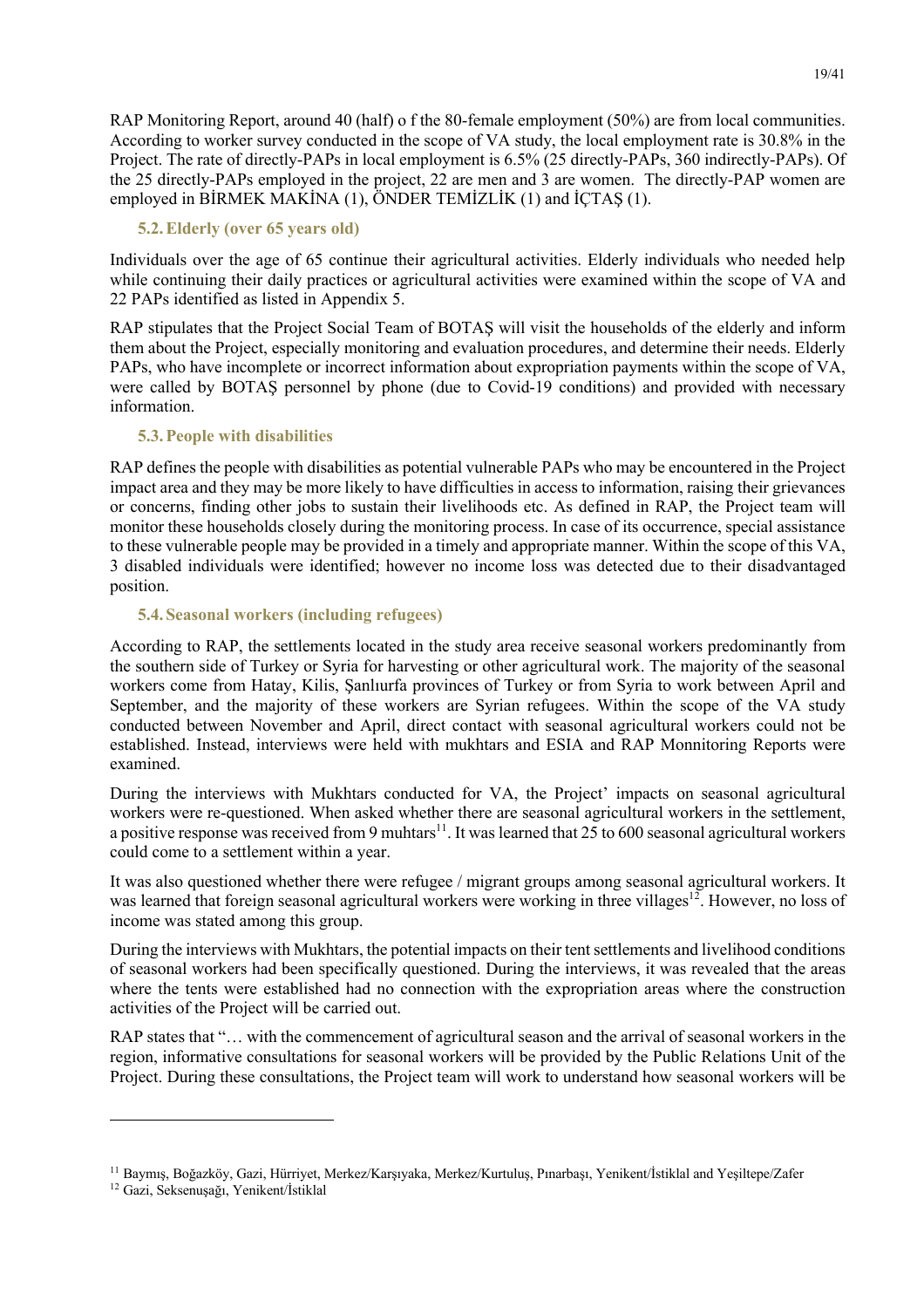RAP Monitoring Report, around 40 (half) o f the 80-female employment (50%) are from local communities. According to worker survey conducted in the scope of VA study, the local employment rate is 30.8% in the Project. The rate of directly-PAPs in local employment is 6.5% (25 directly-PAPs, 360 indirectly-PAPs). Of the 25 directly-PAPs employed in the project, 22 are men and 3 are women. The directly-PAP women are employed in BİRMEK MAKİNA (1), ÖNDER TEMİZLİK (1) and İÇTAŞ (1).

### 5.2. Elderly (over 65 years old)

Individuals over the age of 65 continue their agricultural activities. Elderly individuals who needed help while continuing their daily practices or agricultural activities were examined within the scope of VA and 22 PAPs identified as listed in Appendix 5.

RAP stipulates that the Project Social Team of BOTAŞ will visit the households of the elderly and inform them about the Project, especially monitoring and evaluation procedures, and determine their needs. Elderly PAPs, who have incomplete or incorrect information about expropriation payments within the scope of VA, were called by BOTAŞ personnel by phone (due to Covid-19 conditions) and provided with necessary information.

### 5.3. People with disabilities

RAP defines the people with disabilities as potential vulnerable PAPs who may be encountered in the Project impact area and they may be more likely to have difficulties in access to information, raising their grievances or concerns, finding other jobs to sustain their livelihoods etc. As defined in RAP, the Project team will monitor these households closely during the monitoring process. In case of its occurrence, special assistance to these vulnerable people may be provided in a timely and appropriate manner. Within the scope of this VA, 3 disabled individuals were identified; however no income loss was detected due to their disadvantaged position.

### 5.4. Seasonal workers (including refugees)

According to RAP, the settlements located in the study area receive seasonal workers predominantly from the southern side of Turkey or Syria for harvesting or other agricultural work. The majority of the seasonal workers come from Hatay, Kilis, Şanlıurfa provinces of Turkey or from Syria to work between April and September, and the majority of these workers are Syrian refugees. Within the scope of the VA study conducted between November and April, direct contact with seasonal agricultural workers could not be established. Instead, interviews were held with mukhtars and ESIA and RAP Monnitoring Reports were examined.

During the interviews with Mukhtars conducted for VA, the Project' impacts on seasonal agricultural workers were re-questioned. When asked whether there are seasonal agricultural workers in the settlement, a positive response was received from 9 muhtars[11]. It was learned that 25 to 600 seasonal agricultural workers could come to a settlement within a year.

It was also questioned whether there were refugee / migrant groups among seasonal agricultural workers. It was learned that foreign seasonal agricultural workers were working in three villages[12]. However, no loss of income was stated among this group.

During the interviews with Mukhtars, the potential impacts on their tent settlements and livelihood conditions of seasonal workers had been specifically questioned. During the interviews, it was revealed that the areas where the tents were established had no connection with the expropriation areas where the construction activities of the Project will be carried out.

RAP states that "… with the commencement of agricultural season and the arrival of seasonal workers in the region, informative consultations for seasonal workers will be provided by the Public Relations Unit of the Project. During these consultations, the Project team will work to understand how seasonal workers will be

---

[11] Baymış, Boğazköy, Gazi, Hürriyet, Merkez/Karşıyaka, Merkez/Kurtuluş, Pınarbaşı, Yenikent/İstiklal and Yeşiltepe/Zafer

[12] Gazi, Seksenuşağı, Yenikent/İstiklal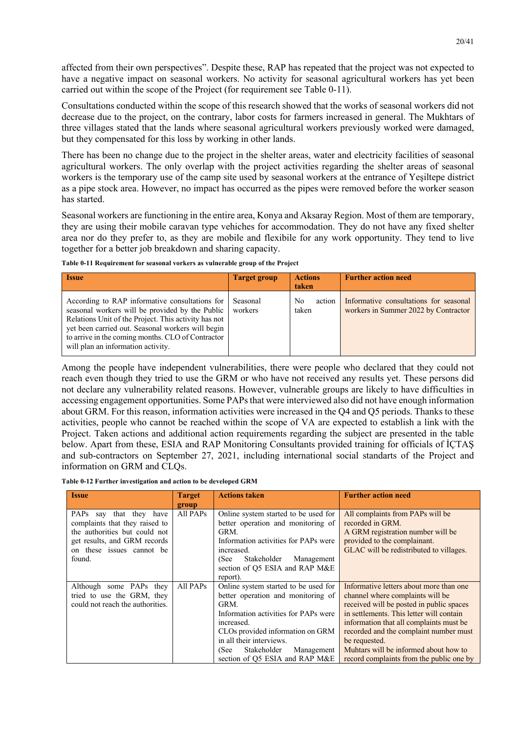affected from their own perspectives". Despite these, RAP has repeated that the project was not expected to have a negative impact on seasonal workers. No activity for seasonal agricultural workers has yet been carried out within the scope of the Project (for requirement see Table 0-11).

Consultations conducted within the scope of this research showed that the works of seasonal workers did not decrease due to the project, on the contrary, labor costs for farmers increased in general. The Mukhtars of three villages stated that the lands where seasonal agricultural workers previously worked were damaged, but they compensated for this loss by working in other lands.

There has been no change due to the project in the shelter areas, water and electricity facilities of seasonal agricultural workers. The only overlap with the project activities regarding the shelter areas of seasonal workers is the temporary use of the camp site used by seasonal workers at the entrance of Yeşiltepe district as a pipe stock area. However, no impact has occurred as the pipes were removed before the worker season has started.

Seasonal workers are functioning in the entire area, Konya and Aksaray Region. Most of them are temporary, they are using their mobile caravan type vehiches for accommodation. They do not have any fixed shelter area nor do they prefer to, as they are mobile and flexibile for any work opportunity. They tend to live together for a better job breakdown and sharing capacity.

**Table 0-11 Requirement for seasonal vorkers as vulnerable group of the Project**

| Issue | Target group | Actions taken | Further action need |
|---|---|---|---|
| According to RAP informative consultations for seasonal workers will be provided by the Public Relations Unit of the Project. This activity has not yet been carried out. Seasonal workers will begin to arrive in the coming months. CLO of Contractor will plan an information activity. | Seasonal workers | No action taken | Informative consultations for seasonal workers in Summer 2022 by Contractor |

Among the people have independent vulnerabilities, there were people who declared that they could not reach even though they tried to use the GRM or who have not received any results yet. These persons did not declare any vulnerability related reasons. However, vulnerable groups are likely to have difficulties in accessing engagement opportunities. Some PAPs that were interviewed also did not have enough information about GRM. For this reason, information activities were increased in the Q4 and Q5 periods. Thanks to these activities, people who cannot be reached within the scope of VA are expected to establish a link with the Project. Taken actions and additional action requirements regarding the subject are presented in the table below. Apart from these, ESIA and RAP Monitoring Consultants provided training for officials of İÇTAŞ and sub-contractors on September 27, 2021, including international social standarts of the Project and information on GRM and CLQs.

**Table 0-12 Further investigation and action to be developed GRM**

| Issue | Target group | Actions taken | Further action need |
|---|---|---|---|
| PAPs say that they have complaints that they raised to the authorities but could not get results, and GRM records on these issues cannot be found. | All PAPs | Online system started to be used for better operation and monitoring of GRM.<br>Information activities for PAPs were increased.<br>(See Stakeholder Management section of Q5 ESIA and RAP M&E report). | All complaints from PAPs will be recorded in GRM.<br>A GRM registration number will be provided to the complainant.<br>GLAC will be redistributed to villages. |
| Although some PAPs they tried to use the GRM, they could not reach the authorities. | All PAPs | Online system started to be used for better operation and monitoring of GRM.<br>Information activities for PAPs were increased.<br>CLOs provided information on GRM in all their interviews.<br>(See Stakeholder Management section of Q5 ESIA and RAP M&E | Informative letters about more than one channel where complaints will be received will be posted in public spaces in settlements. This letter will contain information that all complaints must be recorded and the complaint number must be requested.<br>Muhtars will be informed about how to record complaints from the public one by |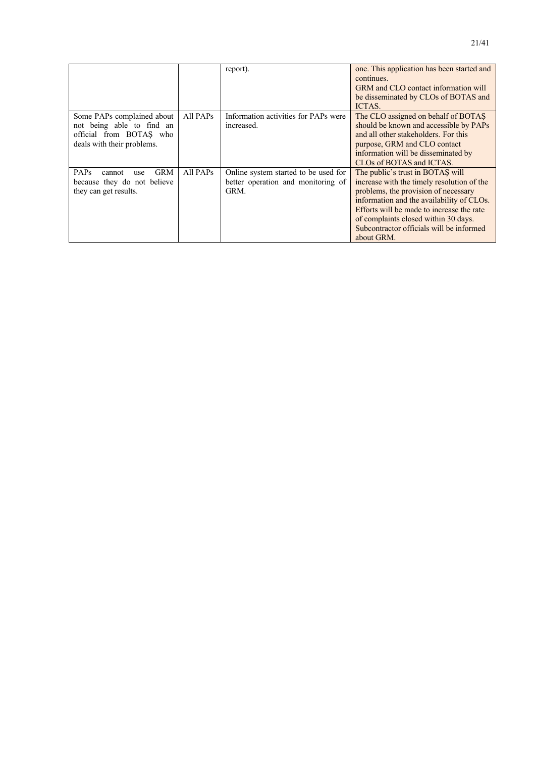|  |  | report). | one. This application has been started and continues.<br>GRM and CLO contact information will be disseminated by CLOs of BOTAS and ICTAS. |
|---|---|---|---|
| Some PAPs complained about not being able to find an official from BOTAŞ who deals with their problems. | All PAPs | Information activities for PAPs were increased. | The CLO assigned on behalf of BOTAŞ should be known and accessible by PAPs and all other stakeholders. For this purpose, GRM and CLO contact information will be disseminated by CLOs of BOTAS and ICTAS. |
| PAPs cannot use GRM because they do not believe they can get results. | All PAPs | Online system started to be used for better operation and monitoring of GRM. | The public's trust in BOTAŞ will increase with the timely resolution of the problems, the provision of necessary information and the availability of CLOs. Efforts will be made to increase the rate of complaints closed within 30 days.<br>Subcontractor officials will be informed about GRM. |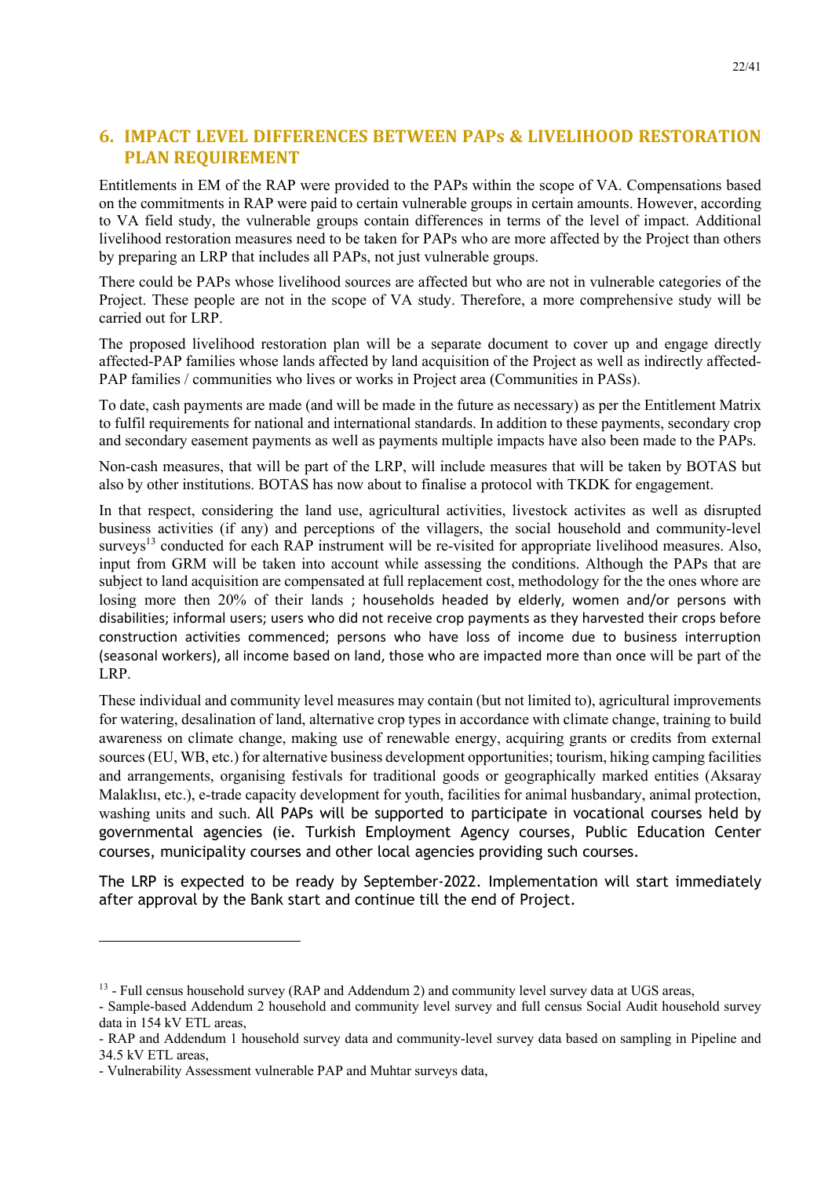## 6. IMPACT LEVEL DIFFERENCES BETWEEN PAPs & LIVELIHOOD RESTORATION PLAN REQUIREMENT

Entitlements in EM of the RAP were provided to the PAPs within the scope of VA. Compensations based on the commitments in RAP were paid to certain vulnerable groups in certain amounts. However, according to VA field study, the vulnerable groups contain differences in terms of the level of impact. Additional livelihood restoration measures need to be taken for PAPs who are more affected by the Project than others by preparing an LRP that includes all PAPs, not just vulnerable groups.

There could be PAPs whose livelihood sources are affected but who are not in vulnerable categories of the Project. These people are not in the scope of VA study. Therefore, a more comprehensive study will be carried out for LRP.

The proposed livelihood restoration plan will be a separate document to cover up and engage directly affected-PAP families whose lands affected by land acquisition of the Project as well as indirectly affected-PAP families / communities who lives or works in Project area (Communities in PASs).

To date, cash payments are made (and will be made in the future as necessary) as per the Entitlement Matrix to fulfil requirements for national and international standards. In addition to these payments, secondary crop and secondary easement payments as well as payments multiple impacts have also been made to the PAPs.

Non-cash measures, that will be part of the LRP, will include measures that will be taken by BOTAS but also by other institutions. BOTAS has now about to finalise a protocol with TKDK for engagement.

In that respect, considering the land use, agricultural activities, livestock activites as well as disrupted business activities (if any) and perceptions of the villagers, the social household and community-level surveys[13] conducted for each RAP instrument will be re-visited for appropriate livelihood measures. Also, input from GRM will be taken into account while assessing the conditions. Although the PAPs that are subject to land acquisition are compensated at full replacement cost, methodology for the the ones whore are losing more then 20% of their lands ; households headed by elderly, women and/or persons with disabilities; informal users; users who did not receive crop payments as they harvested their crops before construction activities commenced; persons who have loss of income due to business interruption (seasonal workers), all income based on land, those who are impacted more than once will be part of the LRP.

These individual and community level measures may contain (but not limited to), agricultural improvements for watering, desalination of land, alternative crop types in accordance with climate change, training to build awareness on climate change, making use of renewable energy, acquiring grants or credits from external sources (EU, WB, etc.) for alternative business development opportunities; tourism, hiking camping facilities and arrangements, organising festivals for traditional goods or geographically marked entities (Aksaray Malaklısı, etc.), e-trade capacity development for youth, facilities for animal husbandary, animal protection, washing units and such. All PAPs will be supported to participate in vocational courses held by governmental agencies (ie. Turkish Employment Agency courses, Public Education Center courses, municipality courses and other local agencies providing such courses.

The LRP is expected to be ready by September-2022. Implementation will start immediately after approval by the Bank start and continue till the end of Project.

---

[13] - Full census household survey (RAP and Addendum 2) and community level survey data at UGS areas,
- Sample-based Addendum 2 household and community level survey and full census Social Audit household survey data in 154 kV ETL areas,
- RAP and Addendum 1 household survey data and community-level survey data based on sampling in Pipeline and 34.5 kV ETL areas,
- Vulnerability Assessment vulnerable PAP and Muhtar surveys data,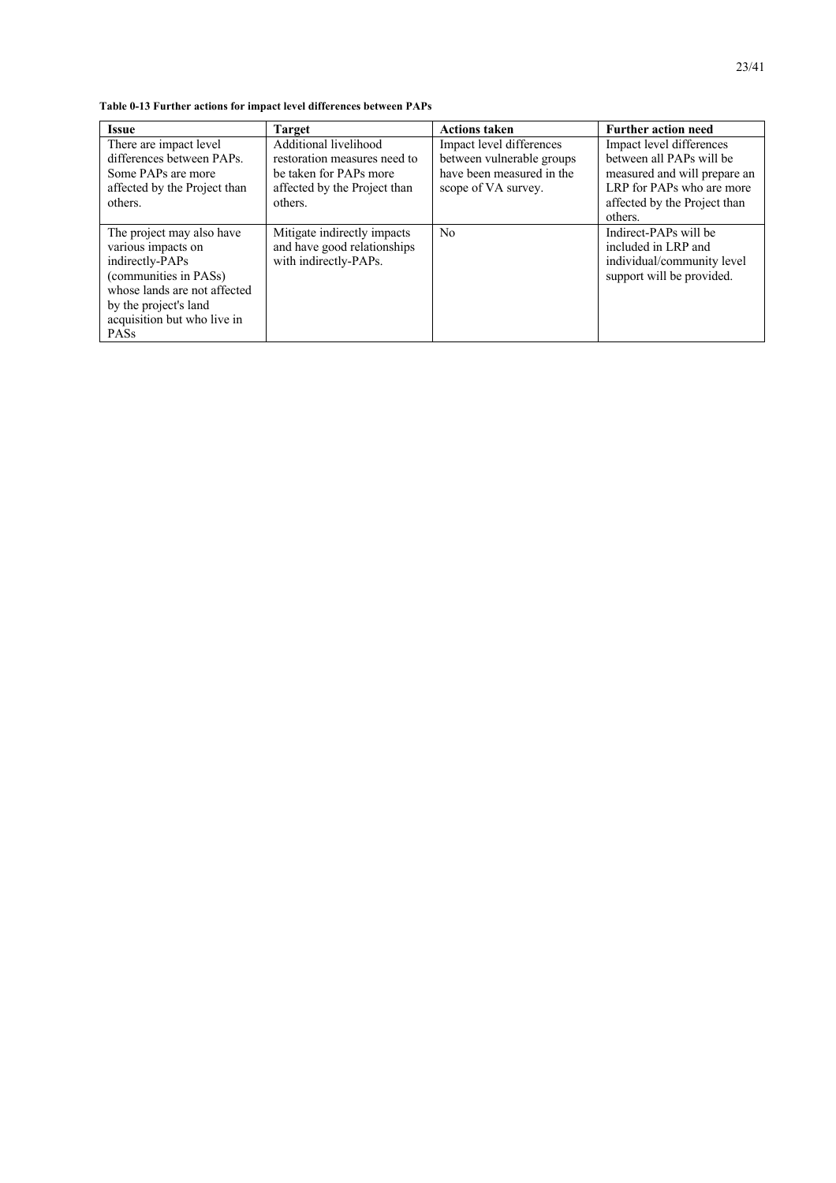**Table 0-13 Further actions for impact level differences between PAPs**

| Issue | Target | Actions taken | Further action need |
| --- | --- | --- | --- |
| There are impact level differences between PAPs. Some PAPs are more affected by the Project than others. | Additional livelihood restoration measures need to be taken for PAPs more affected by the Project than others. | Impact level differences between vulnerable groups have been measured in the scope of VA survey. | Impact level differences between all PAPs will be measured and will prepare an LRP for PAPs who are more affected by the Project than others. |
| The project may also have various impacts on indirectly-PAPs (communities in PASs) whose lands are not affected by the project's land acquisition but who live in PASs | Mitigate indirectly impacts and have good relationships with indirectly-PAPs. | No | Indirect-PAPs will be included in LRP and individual/community level support will be provided. |